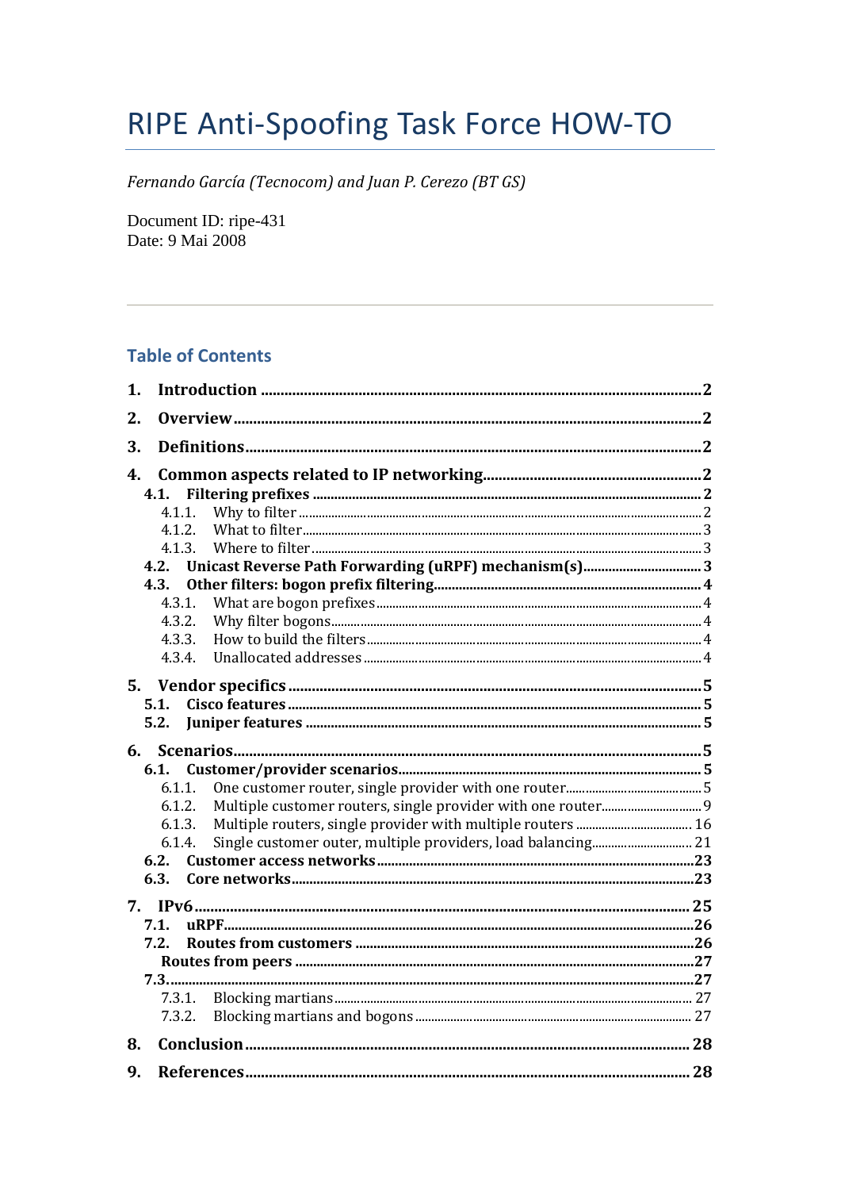# RIPE Anti-Spoofing Task Force HOW-TO

*Fernando García (Tecnocom) and Juan P. Cerezo (BT GS)*

Document ID: ripe-431
Date: 9 Mai 2008

---

## Table of Contents

**1. Introduction** ........ **2**

**2. Overview** ........ **2**

**3. Definitions** ........ **2**

**4. Common aspects related to IP networking** ........ **2**

- **4.1. Filtering prefixes** ........ **2**
  - 4.1.1. Why to filter ........ 2
  - 4.1.2. What to filter ........ 3
  - 4.1.3. Where to filter ........ 3
- **4.2. Unicast Reverse Path Forwarding (uRPF) mechanism(s)** ........ **3**
- **4.3. Other filters: bogon prefix filtering** ........ **4**
  - 4.3.1. What are bogon prefixes ........ 4
  - 4.3.2. Why filter bogons ........ 4
  - 4.3.3. How to build the filters ........ 4
  - 4.3.4. Unallocated addresses ........ 4

**5. Vendor specifics** ........ **5**

- **5.1. Cisco features** ........ **5**
- **5.2. Juniper features** ........ **5**

**6. Scenarios** ........ **5**

- **6.1. Customer/provider scenarios** ........ **5**
  - 6.1.1. One customer router, single provider with one router ........ 5
  - 6.1.2. Multiple customer routers, single provider with one router ........ 9
  - 6.1.3. Multiple routers, single provider with multiple routers ........ 16
  - 6.1.4. Single customer outer, multiple providers, load balancing ........ 21
- **6.2. Customer access networks** ........ **23**
- **6.3. Core networks** ........ **23**

**7. IPv6** ........ **25**

- **7.1. uRPF** ........ **26**
- **7.2. Routes from customers** ........ **26**
- **Routes from peers** ........ **27**
- **7.3.** ........ **27**
  - 7.3.1. Blocking martians ........ 27
  - 7.3.2. Blocking martians and bogons ........ 27

**8. Conclusion** ........ **28**

**9. References** ........ **28**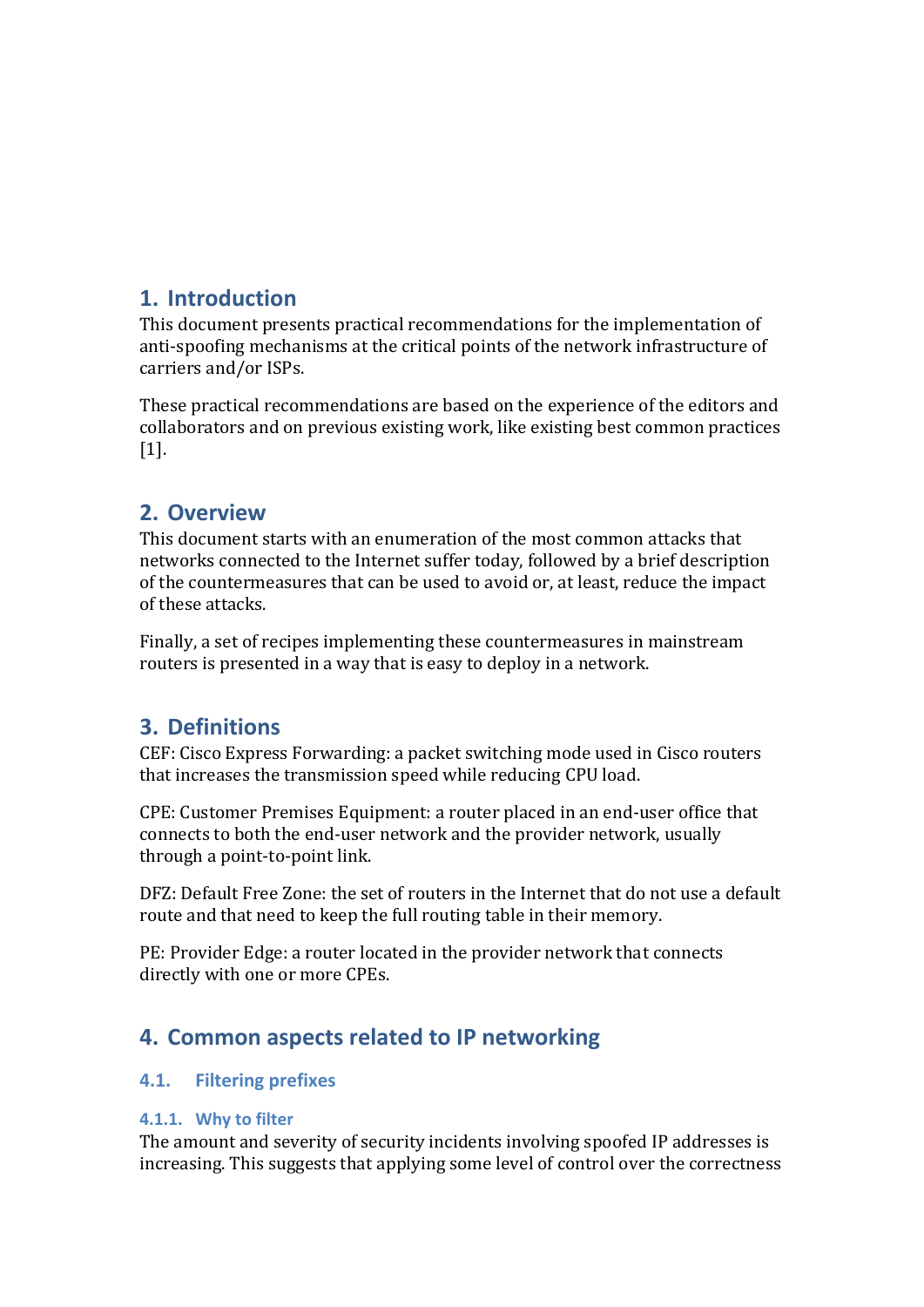## 1. Introduction

This document presents practical recommendations for the implementation of anti-spoofing mechanisms at the critical points of the network infrastructure of carriers and/or ISPs.

These practical recommendations are based on the experience of the editors and collaborators and on previous existing work, like existing best common practices [1].

## 2. Overview

This document starts with an enumeration of the most common attacks that networks connected to the Internet suffer today, followed by a brief description of the countermeasures that can be used to avoid or, at least, reduce the impact of these attacks.

Finally, a set of recipes implementing these countermeasures in mainstream routers is presented in a way that is easy to deploy in a network.

## 3. Definitions

CEF: Cisco Express Forwarding: a packet switching mode used in Cisco routers that increases the transmission speed while reducing CPU load.

CPE: Customer Premises Equipment: a router placed in an end-user office that connects to both the end-user network and the provider network, usually through a point-to-point link.

DFZ: Default Free Zone: the set of routers in the Internet that do not use a default route and that need to keep the full routing table in their memory.

PE: Provider Edge: a router located in the provider network that connects directly with one or more CPEs.

## 4. Common aspects related to IP networking

### 4.1. Filtering prefixes

#### 4.1.1. Why to filter

The amount and severity of security incidents involving spoofed IP addresses is increasing. This suggests that applying some level of control over the correctness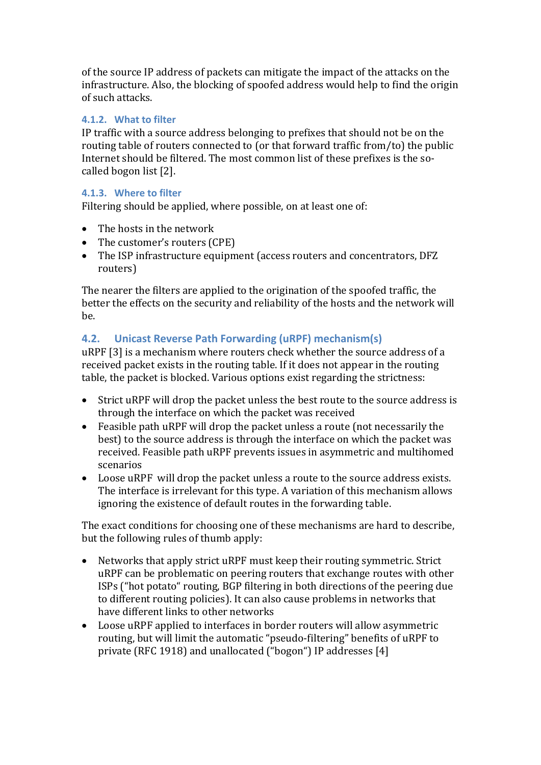of the source IP address of packets can mitigate the impact of the attacks on the infrastructure. Also, the blocking of spoofed address would help to find the origin of such attacks.

#### 4.1.2. What to filter

IP traffic with a source address belonging to prefixes that should not be on the routing table of routers connected to (or that forward traffic from/to) the public Internet should be filtered. The most common list of these prefixes is the so-called bogon list [2].

#### 4.1.3. Where to filter

Filtering should be applied, where possible, on at least one of:

- The hosts in the network
- The customer's routers (CPE)
- The ISP infrastructure equipment (access routers and concentrators, DFZ routers)

The nearer the filters are applied to the origination of the spoofed traffic, the better the effects on the security and reliability of the hosts and the network will be.

### 4.2. Unicast Reverse Path Forwarding (uRPF) mechanism(s)

uRPF [3] is a mechanism where routers check whether the source address of a received packet exists in the routing table. If it does not appear in the routing table, the packet is blocked. Various options exist regarding the strictness:

- Strict uRPF will drop the packet unless the best route to the source address is through the interface on which the packet was received
- Feasible path uRPF will drop the packet unless a route (not necessarily the best) to the source address is through the interface on which the packet was received. Feasible path uRPF prevents issues in asymmetric and multihomed scenarios
- Loose uRPF will drop the packet unless a route to the source address exists. The interface is irrelevant for this type. A variation of this mechanism allows ignoring the existence of default routes in the forwarding table.

The exact conditions for choosing one of these mechanisms are hard to describe, but the following rules of thumb apply:

- Networks that apply strict uRPF must keep their routing symmetric. Strict uRPF can be problematic on peering routers that exchange routes with other ISPs ("hot potato" routing, BGP filtering in both directions of the peering due to different routing policies). It can also cause problems in networks that have different links to other networks
- Loose uRPF applied to interfaces in border routers will allow asymmetric routing, but will limit the automatic "pseudo-filtering" benefits of uRPF to private (RFC 1918) and unallocated ("bogon") IP addresses [4]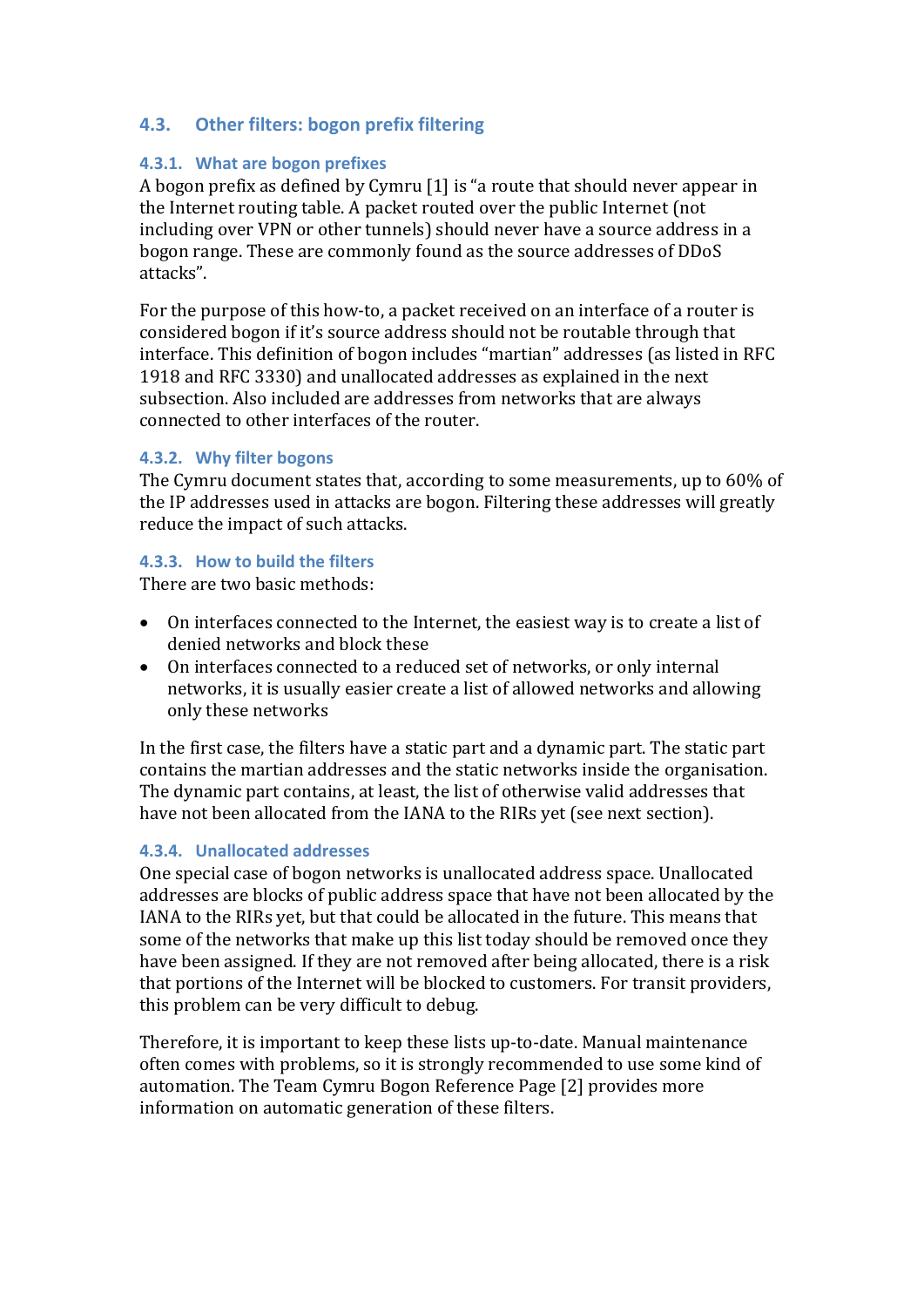## 4.3. Other filters: bogon prefix filtering

### 4.3.1. What are bogon prefixes

A bogon prefix as defined by Cymru [1] is "a route that should never appear in the Internet routing table. A packet routed over the public Internet (not including over VPN or other tunnels) should never have a source address in a bogon range. These are commonly found as the source addresses of DDoS attacks".

For the purpose of this how-to, a packet received on an interface of a router is considered bogon if it's source address should not be routable through that interface. This definition of bogon includes "martian" addresses (as listed in RFC 1918 and RFC 3330) and unallocated addresses as explained in the next subsection. Also included are addresses from networks that are always connected to other interfaces of the router.

### 4.3.2. Why filter bogons

The Cymru document states that, according to some measurements, up to 60% of the IP addresses used in attacks are bogon. Filtering these addresses will greatly reduce the impact of such attacks.

### 4.3.3. How to build the filters

There are two basic methods:

- On interfaces connected to the Internet, the easiest way is to create a list of denied networks and block these
- On interfaces connected to a reduced set of networks, or only internal networks, it is usually easier create a list of allowed networks and allowing only these networks

In the first case, the filters have a static part and a dynamic part. The static part contains the martian addresses and the static networks inside the organisation. The dynamic part contains, at least, the list of otherwise valid addresses that have not been allocated from the IANA to the RIRs yet (see next section).

### 4.3.4. Unallocated addresses

One special case of bogon networks is unallocated address space. Unallocated addresses are blocks of public address space that have not been allocated by the IANA to the RIRs yet, but that could be allocated in the future. This means that some of the networks that make up this list today should be removed once they have been assigned. If they are not removed after being allocated, there is a risk that portions of the Internet will be blocked to customers. For transit providers, this problem can be very difficult to debug.

Therefore, it is important to keep these lists up-to-date. Manual maintenance often comes with problems, so it is strongly recommended to use some kind of automation. The Team Cymru Bogon Reference Page [2] provides more information on automatic generation of these filters.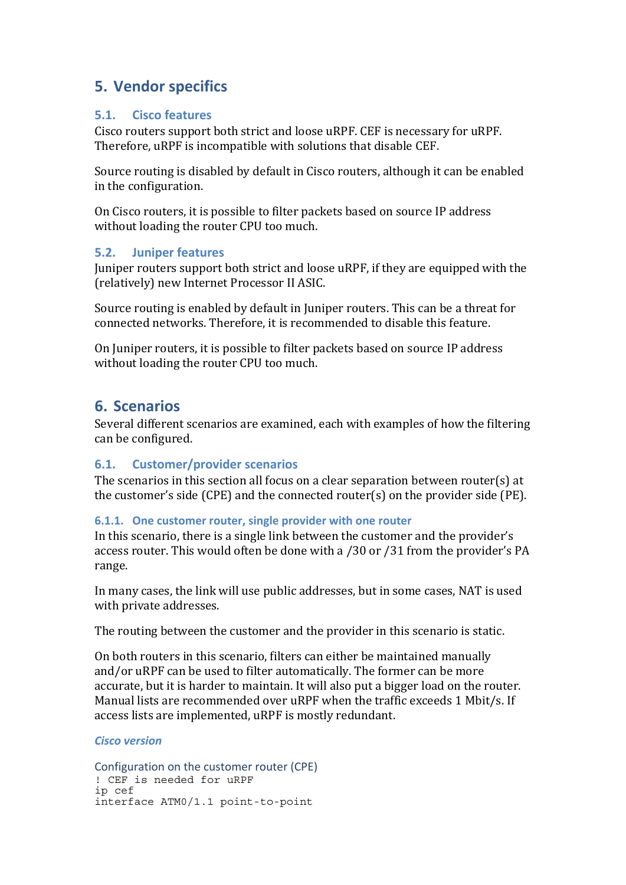## 5. Vendor specifics

### 5.1. Cisco features

Cisco routers support both strict and loose uRPF. CEF is necessary for uRPF. Therefore, uRPF is incompatible with solutions that disable CEF.

Source routing is disabled by default in Cisco routers, although it can be enabled in the configuration.

On Cisco routers, it is possible to filter packets based on source IP address without loading the router CPU too much.

### 5.2. Juniper features

Juniper routers support both strict and loose uRPF, if they are equipped with the (relatively) new Internet Processor II ASIC.

Source routing is enabled by default in Juniper routers. This can be a threat for connected networks. Therefore, it is recommended to disable this feature.

On Juniper routers, it is possible to filter packets based on source IP address without loading the router CPU too much.

## 6. Scenarios

Several different scenarios are examined, each with examples of how the filtering can be configured.

### 6.1. Customer/provider scenarios

The scenarios in this section all focus on a clear separation between router(s) at the customer's side (CPE) and the connected router(s) on the provider side (PE).

#### 6.1.1. One customer router, single provider with one router

In this scenario, there is a single link between the customer and the provider's access router. This would often be done with a /30 or /31 from the provider's PA range.

In many cases, the link will use public addresses, but in some cases, NAT is used with private addresses.

The routing between the customer and the provider in this scenario is static.

On both routers in this scenario, filters can either be maintained manually and/or uRPF can be used to filter automatically. The former can be more accurate, but it is harder to maintain. It will also put a bigger load on the router. Manual lists are recommended over uRPF when the traffic exceeds 1 Mbit/s. If access lists are implemented, uRPF is mostly redundant.

*Cisco version*

Configuration on the customer router (CPE)

```
! CEF is needed for uRPF
ip cef
interface ATM0/1.1 point-to-point
```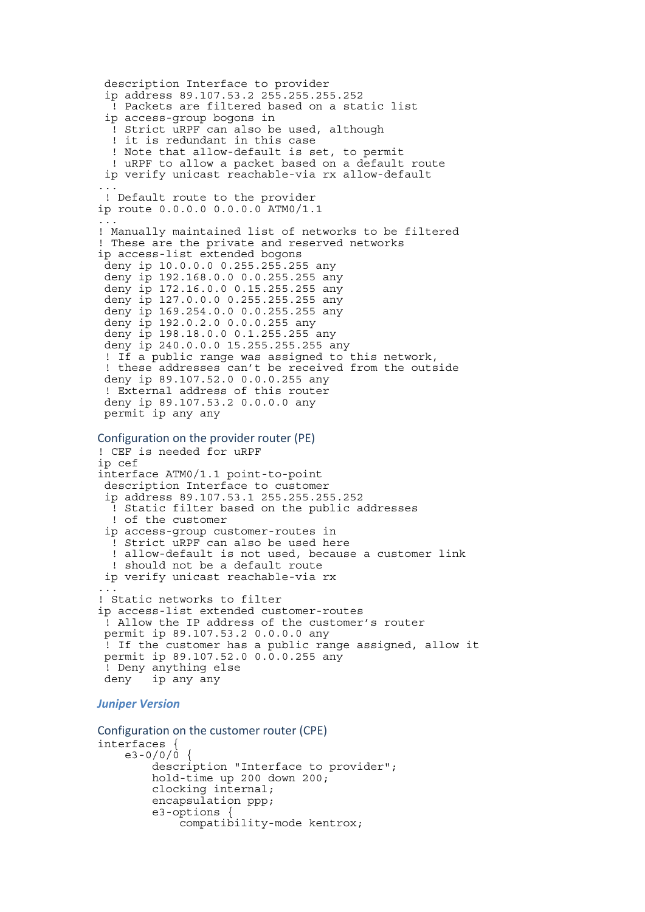```
 description Interface to provider
 ip address 89.107.53.2 255.255.255.252
  ! Packets are filtered based on a static list
 ip access-group bogons in
  ! Strict uRPF can also be used, although
  ! it is redundant in this case
  ! Note that allow-default is set, to permit
  ! uRPF to allow a packet based on a default route
 ip verify unicast reachable-via rx allow-default
...
 ! Default route to the provider
ip route 0.0.0.0 0.0.0.0 ATM0/1.1
...
! Manually maintained list of networks to be filtered
! These are the private and reserved networks
ip access-list extended bogons
 deny ip 10.0.0.0 0.255.255.255 any
 deny ip 192.168.0.0 0.0.255.255 any
 deny ip 172.16.0.0 0.15.255.255 any
 deny ip 127.0.0.0 0.255.255.255 any
 deny ip 169.254.0.0 0.0.255.255 any
 deny ip 192.0.2.0 0.0.0.255 any
 deny ip 198.18.0.0 0.1.255.255 any
 deny ip 240.0.0.0 15.255.255.255 any
 ! If a public range was assigned to this network,
 ! these addresses can't be received from the outside
 deny ip 89.107.52.0 0.0.0.255 any
 ! External address of this router
 deny ip 89.107.53.2 0.0.0.0 any
 permit ip any any
```

### Configuration on the provider router (PE)

```
! CEF is needed for uRPF
ip cef
interface ATM0/1.1 point-to-point
 description Interface to customer
 ip address 89.107.53.1 255.255.255.252
  ! Static filter based on the public addresses
  ! of the customer
 ip access-group customer-routes in
  ! Strict uRPF can also be used here
  ! allow-default is not used, because a customer link
  ! should not be a default route
 ip verify unicast reachable-via rx
...
! Static networks to filter
ip access-list extended customer-routes
 ! Allow the IP address of the customer's router
 permit ip 89.107.53.2 0.0.0.0 any
 ! If the customer has a public range assigned, allow it
 permit ip 89.107.52.0 0.0.0.255 any
 ! Deny anything else
 deny   ip any any
```

## *Juniper Version*

### Configuration on the customer router (CPE)

```
interfaces {
    e3-0/0/0 {
        description "Interface to provider";
        hold-time up 200 down 200;
        clocking internal;
        encapsulation ppp;
        e3-options {
            compatibility-mode kentrox;
```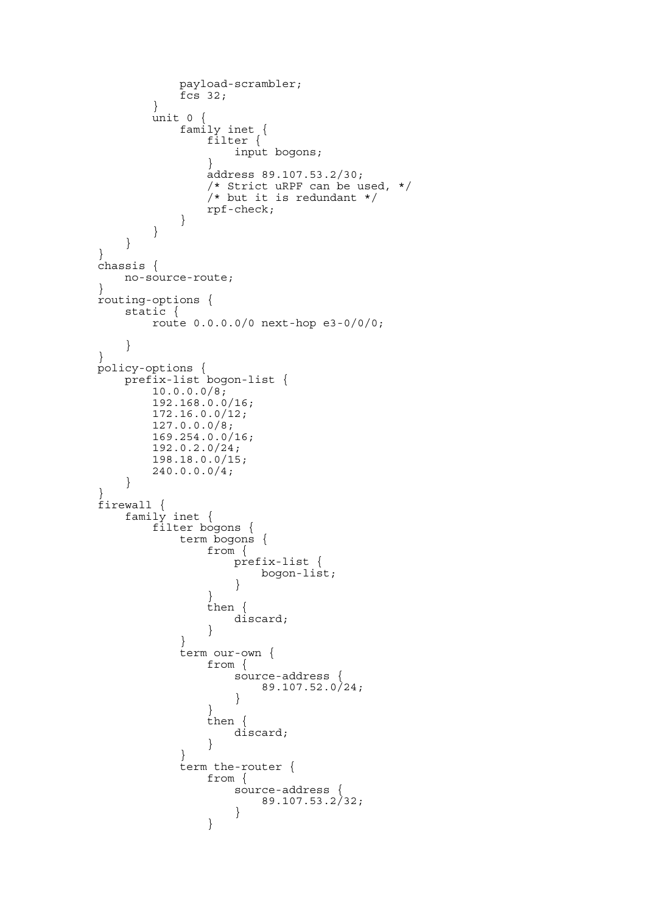```
            payload-scrambler;
            fcs 32;
        }
        unit 0 {
            family inet {
                filter {
                    input bogons;
                }
                address 89.107.53.2/30;
                /* Strict uRPF can be used, */
                /* but it is redundant */
                rpf-check;
            }
        }
    }
}
chassis {
    no-source-route;
}
routing-options {
    static {
        route 0.0.0.0/0 next-hop e3-0/0/0;

    }
}
policy-options {
    prefix-list bogon-list {
        10.0.0.0/8;
        192.168.0.0/16;
        172.16.0.0/12;
        127.0.0.0/8;
        169.254.0.0/16;
        192.0.2.0/24;
        198.18.0.0/15;
        240.0.0.0/4;
    }
}
firewall {
    family inet {
        filter bogons {
            term bogons {
                from {
                    prefix-list {
                        bogon-list;
                    }
                }
                then {
                    discard;
                }
            }
            term our-own {
                from {
                    source-address {
                        89.107.52.0/24;
                    }
                }
                then {
                    discard;
                }
            }
            term the-router {
                from {
                    source-address {
                        89.107.53.2/32;
                    }
                }
```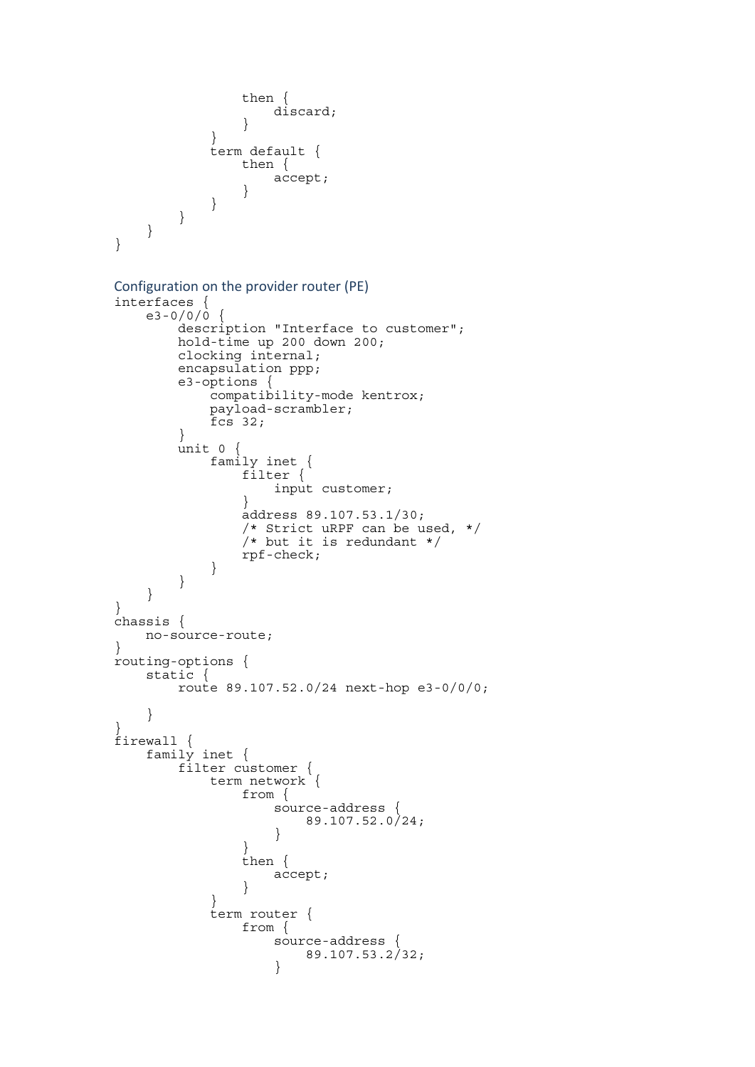```
                then {
                    discard;
                }
            }
            term default {
                then {
                    accept;
                }
            }
        }
    }
}
```

Configuration on the provider router (PE)

```
interfaces {
    e3-0/0/0 {
        description "Interface to customer";
        hold-time up 200 down 200;
        clocking internal;
        encapsulation ppp;
        e3-options {
            compatibility-mode kentrox;
            payload-scrambler;
            fcs 32;
        }
        unit 0 {
            family inet {
                filter {
                    input customer;
                }
                address 89.107.53.1/30;
                /* Strict uRPF can be used, */
                /* but it is redundant */
                rpf-check;
            }
        }
    }
}
chassis {
    no-source-route;
}
routing-options {
    static {
        route 89.107.52.0/24 next-hop e3-0/0/0;

    }
}
firewall {
    family inet {
        filter customer {
            term network {
                from {
                    source-address {
                        89.107.52.0/24;
                    }
                }
                then {
                    accept;
                }
            }
            term router {
                from {
                    source-address {
                        89.107.53.2/32;
                    }
```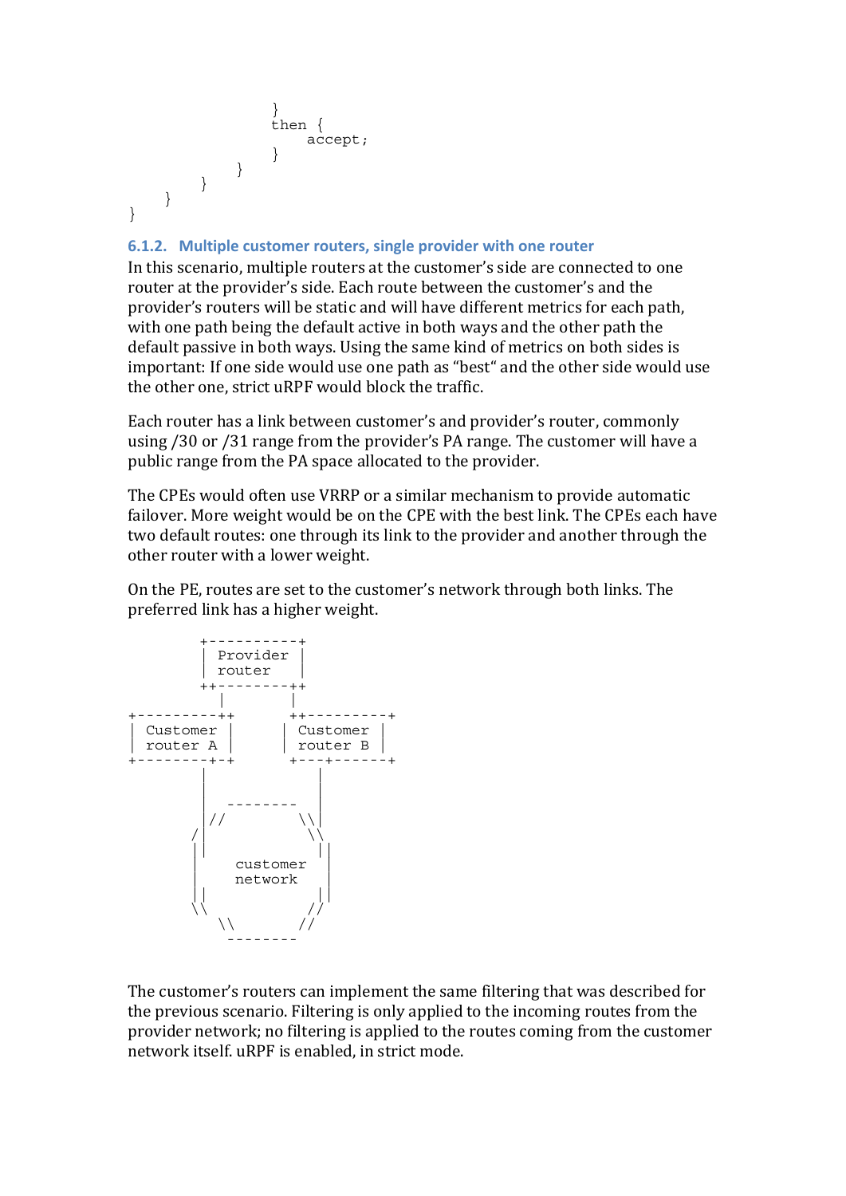```
                }
                then {
                    accept;
                }
            }
        }
    }
}
```

### 6.1.2. Multiple customer routers, single provider with one router

In this scenario, multiple routers at the customer's side are connected to one router at the provider's side. Each route between the customer's and the provider's routers will be static and will have different metrics for each path, with one path being the default active in both ways and the other path the default passive in both ways. Using the same kind of metrics on both sides is important: If one side would use one path as "best" and the other side would use the other one, strict uRPF would block the traffic.

Each router has a link between customer's and provider's router, commonly using /30 or /31 range from the provider's PA range. The customer will have a public range from the PA space allocated to the provider.

The CPEs would often use VRRP or a similar mechanism to provide automatic failover. More weight would be on the CPE with the best link. The CPEs each have two default routes: one through its link to the provider and another through the other router with a lower weight.

On the PE, routes are set to the customer's network through both links. The preferred link has a higher weight.

```
        +----------+
        | Provider |
        | router   |
        ++--------++
         |        |
+---------++      ++---------+
| Customer |      | Customer |
| router A |      | router B |
+--------+-+      +---+------+
         |            |
         |            |
         |  --------  |
         |//        \\|
        /|           \\
        ||            ||
        |   customer  ||
        |   network   ||
        ||            ||
        \\           //
          \\        //
            --------
```

The customer's routers can implement the same filtering that was described for the previous scenario. Filtering is only applied to the incoming routes from the provider network; no filtering is applied to the routes coming from the customer network itself. uRPF is enabled, in strict mode.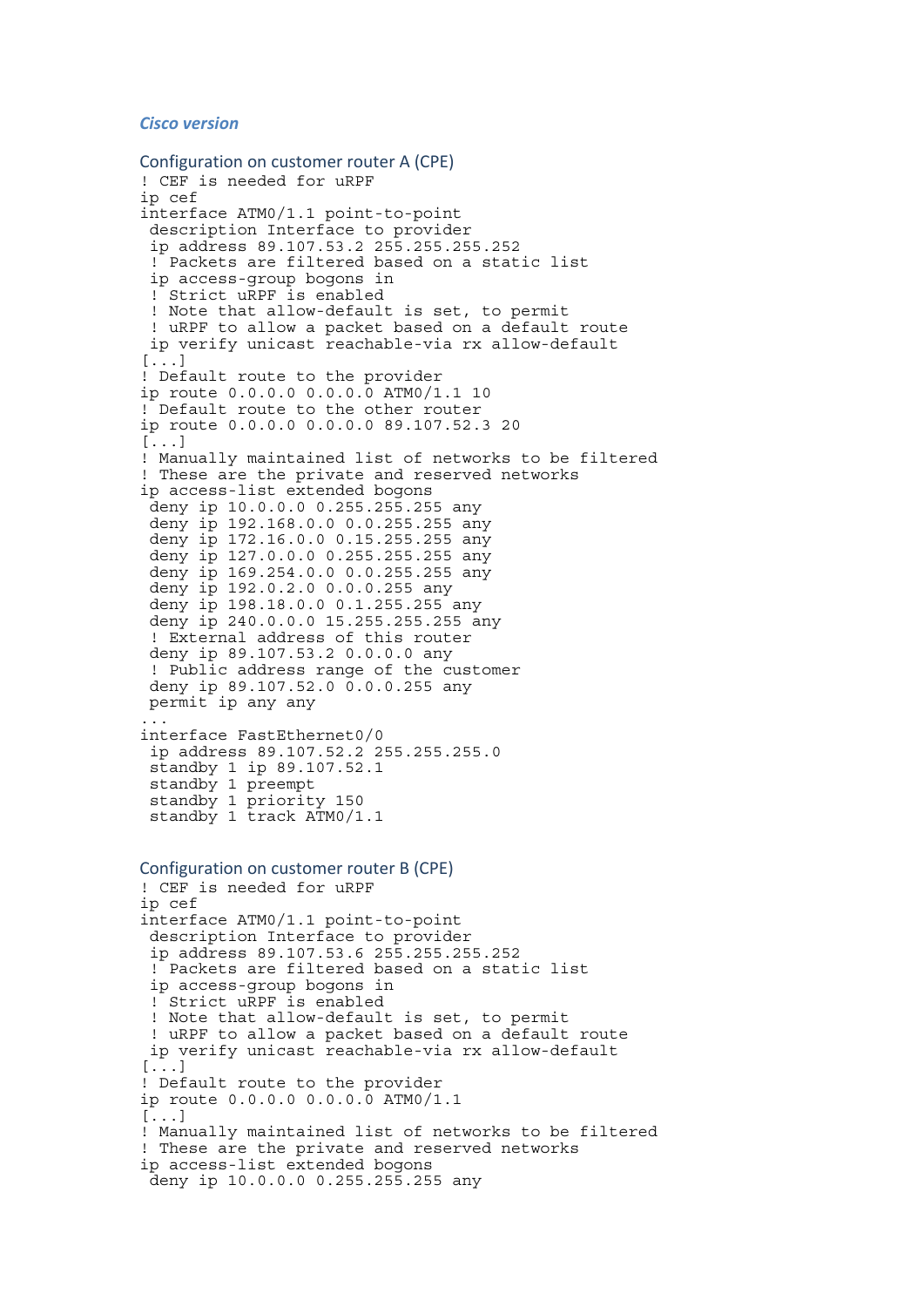*Cisco version*

### Configuration on customer router A (CPE)

```
! CEF is needed for uRPF
ip cef
interface ATM0/1.1 point-to-point
 description Interface to provider
 ip address 89.107.53.2 255.255.255.252
 ! Packets are filtered based on a static list
 ip access-group bogons in
 ! Strict uRPF is enabled
 ! Note that allow-default is set, to permit
 ! uRPF to allow a packet based on a default route
 ip verify unicast reachable-via rx allow-default
[...]
! Default route to the provider
ip route 0.0.0.0 0.0.0.0 ATM0/1.1 10
! Default route to the other router
ip route 0.0.0.0 0.0.0.0 89.107.52.3 20
[...]
! Manually maintained list of networks to be filtered
! These are the private and reserved networks
ip access-list extended bogons
 deny ip 10.0.0.0 0.255.255.255 any
 deny ip 192.168.0.0 0.0.255.255 any
 deny ip 172.16.0.0 0.15.255.255 any
 deny ip 127.0.0.0 0.255.255.255 any
 deny ip 169.254.0.0 0.0.255.255 any
 deny ip 192.0.2.0 0.0.0.255 any
 deny ip 198.18.0.0 0.1.255.255 any
 deny ip 240.0.0.0 15.255.255.255 any
 ! External address of this router
 deny ip 89.107.53.2 0.0.0.0 any
 ! Public address range of the customer
 deny ip 89.107.52.0 0.0.0.255 any
 permit ip any any
...
interface FastEthernet0/0
 ip address 89.107.52.2 255.255.255.0
 standby 1 ip 89.107.52.1
 standby 1 preempt
 standby 1 priority 150
 standby 1 track ATM0/1.1
```

### Configuration on customer router B (CPE)

```
! CEF is needed for uRPF
ip cef
interface ATM0/1.1 point-to-point
 description Interface to provider
 ip address 89.107.53.6 255.255.255.252
 ! Packets are filtered based on a static list
 ip access-group bogons in
 ! Strict uRPF is enabled
 ! Note that allow-default is set, to permit
 ! uRPF to allow a packet based on a default route
 ip verify unicast reachable-via rx allow-default
[...]
! Default route to the provider
ip route 0.0.0.0 0.0.0.0 ATM0/1.1
[...]
! Manually maintained list of networks to be filtered
! These are the private and reserved networks
ip access-list extended bogons
 deny ip 10.0.0.0 0.255.255.255 any
```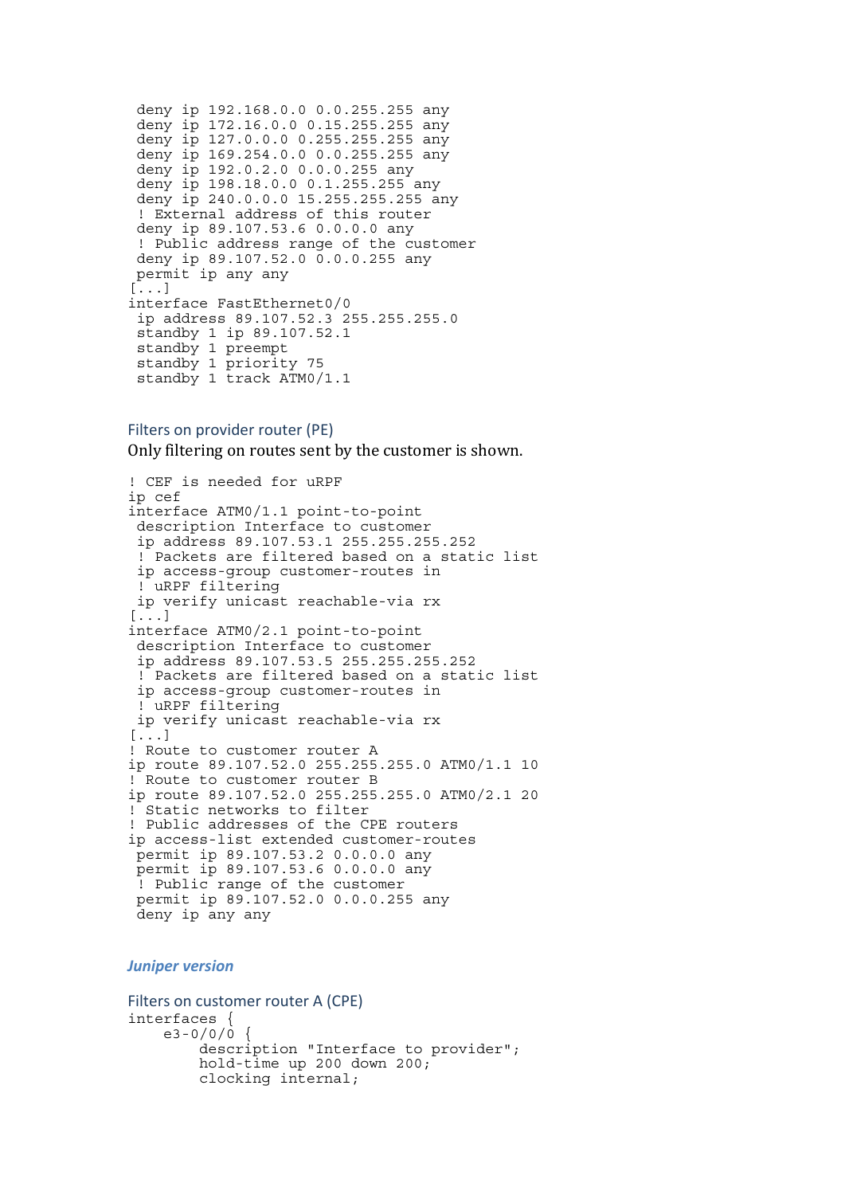```
 deny ip 192.168.0.0 0.0.255.255 any
 deny ip 172.16.0.0 0.15.255.255 any
 deny ip 127.0.0.0 0.255.255.255 any
 deny ip 169.254.0.0 0.0.255.255 any
 deny ip 192.0.2.0 0.0.0.255 any
 deny ip 198.18.0.0 0.1.255.255 any
 deny ip 240.0.0.0 15.255.255.255 any
 ! External address of this router
 deny ip 89.107.53.6 0.0.0.0 any
 ! Public address range of the customer
 deny ip 89.107.52.0 0.0.0.255 any
 permit ip any any
[...]
interface FastEthernet0/0
 ip address 89.107.52.3 255.255.255.0
 standby 1 ip 89.107.52.1
 standby 1 preempt
 standby 1 priority 75
 standby 1 track ATM0/1.1
```

### Filters on provider router (PE)

Only filtering on routes sent by the customer is shown.

```
! CEF is needed for uRPF
ip cef
interface ATM0/1.1 point-to-point
 description Interface to customer
 ip address 89.107.53.1 255.255.255.252
 ! Packets are filtered based on a static list
 ip access-group customer-routes in
 ! uRPF filtering
 ip verify unicast reachable-via rx
[...]
interface ATM0/2.1 point-to-point
 description Interface to customer
 ip address 89.107.53.5 255.255.255.252
 ! Packets are filtered based on a static list
 ip access-group customer-routes in
 ! uRPF filtering
 ip verify unicast reachable-via rx
[...]
! Route to customer router A
ip route 89.107.52.0 255.255.255.0 ATM0/1.1 10
! Route to customer router B
ip route 89.107.52.0 255.255.255.0 ATM0/2.1 20
! Static networks to filter
! Public addresses of the CPE routers
ip access-list extended customer-routes
 permit ip 89.107.53.2 0.0.0.0 any
 permit ip 89.107.53.6 0.0.0.0 any
 ! Public range of the customer
 permit ip 89.107.52.0 0.0.0.255 any
 deny ip any any
```

## *Juniper version*

### Filters on customer router A (CPE)

```
interfaces {
    e3-0/0/0 {
        description "Interface to provider";
        hold-time up 200 down 200;
        clocking internal;
```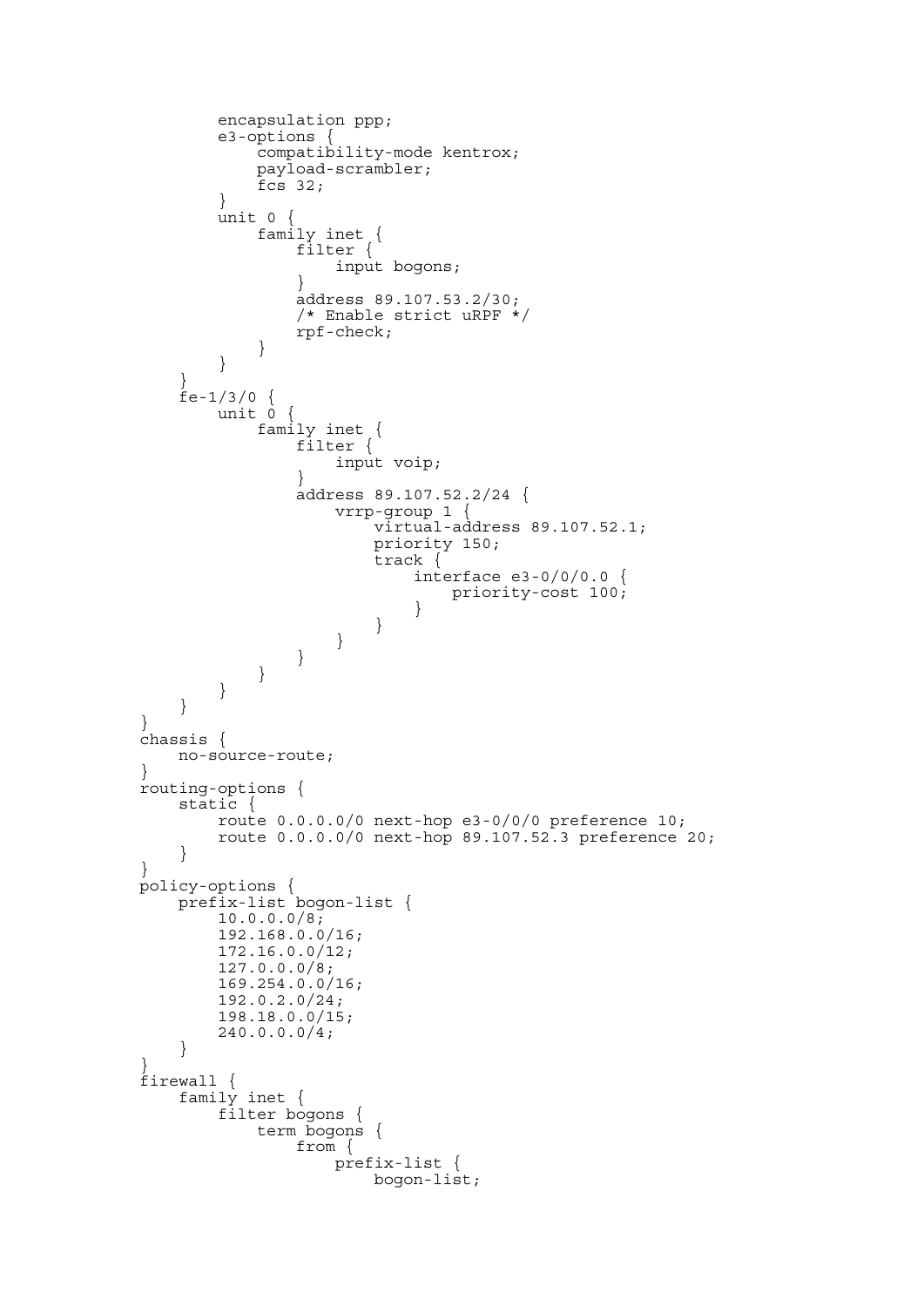```
        encapsulation ppp;
        e3-options {
            compatibility-mode kentrox;
            payload-scrambler;
            fcs 32;
        }
        unit 0 {
            family inet {
                filter {
                    input bogons;
                }
                address 89.107.53.2/30;
                /* Enable strict uRPF */
                rpf-check;
            }
        }
    }
    fe-1/3/0 {
        unit 0 {
            family inet {
                filter {
                    input voip;
                }
                address 89.107.52.2/24 {
                    vrrp-group 1 {
                        virtual-address 89.107.52.1;
                        priority 150;
                        track {
                            interface e3-0/0/0.0 {
                                priority-cost 100;
                            }
                        }
                    }
                }
            }
        }
    }
}
chassis {
    no-source-route;
}
routing-options {
    static {
        route 0.0.0.0/0 next-hop e3-0/0/0 preference 10;
        route 0.0.0.0/0 next-hop 89.107.52.3 preference 20;
    }
}
policy-options {
    prefix-list bogon-list {
        10.0.0.0/8;
        192.168.0.0/16;
        172.16.0.0/12;
        127.0.0.0/8;
        169.254.0.0/16;
        192.0.2.0/24;
        198.18.0.0/15;
        240.0.0.0/4;
    }
}
firewall {
    family inet {
        filter bogons {
            term bogons {
                from {
                    prefix-list {
                        bogon-list;
```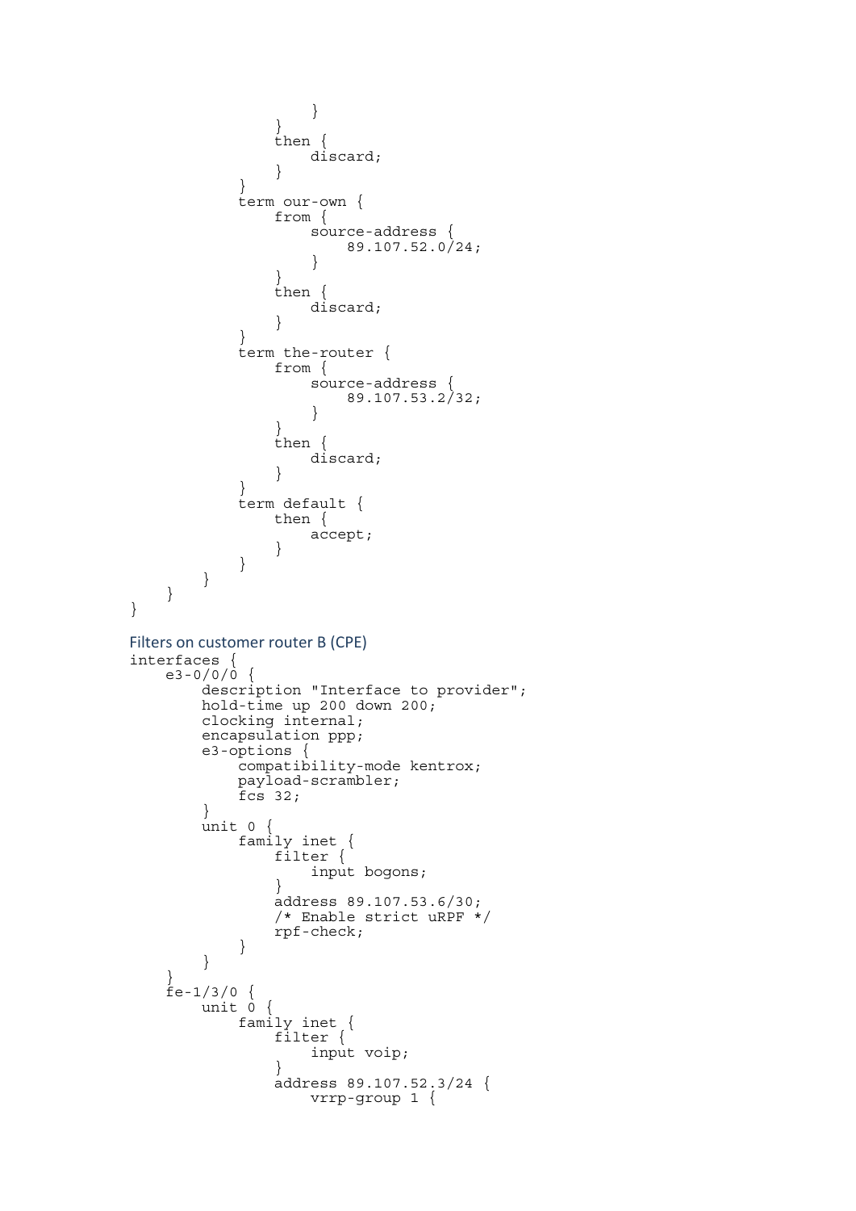```
                    }
                }
                then {
                    discard;
                }
            }
            term our-own {
                from {
                    source-address {
                        89.107.52.0/24;
                    }
                }
                then {
                    discard;
                }
            }
            term the-router {
                from {
                    source-address {
                        89.107.53.2/32;
                    }
                }
                then {
                    discard;
                }
            }
            term default {
                then {
                    accept;
                }
            }
        }
    }
}
```

### Filters on customer router B (CPE)

```
interfaces {
    e3-0/0/0 {
        description "Interface to provider";
        hold-time up 200 down 200;
        clocking internal;
        encapsulation ppp;
        e3-options {
            compatibility-mode kentrox;
            payload-scrambler;
            fcs 32;
        }
        unit 0 {
            family inet {
                filter {
                    input bogons;
                }
                address 89.107.53.6/30;
                /* Enable strict uRPF */
                rpf-check;
            }
        }
    }
    fe-1/3/0 {
        unit 0 {
            family inet {
                filter {
                    input voip;
                }
                address 89.107.52.3/24 {
                    vrrp-group 1 {
```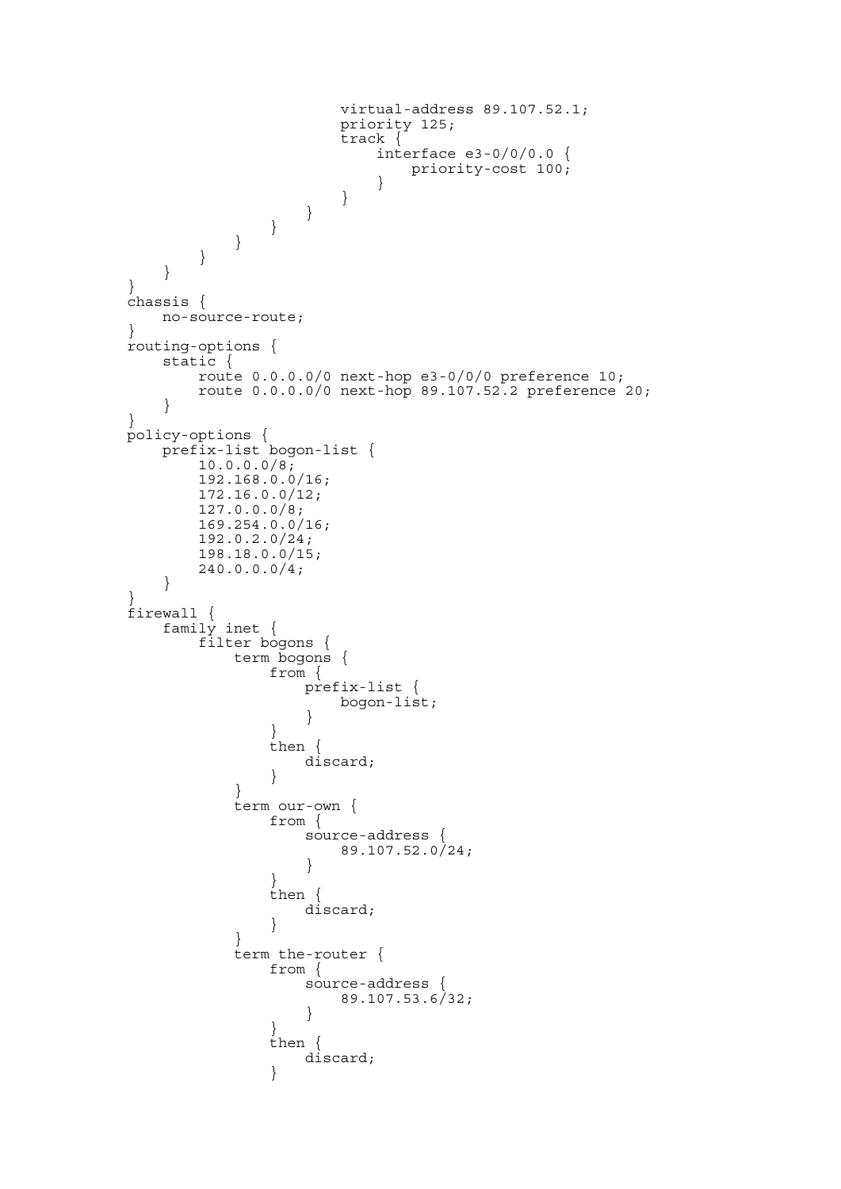```
                        virtual-address 89.107.52.1;
                        priority 125;
                        track {
                            interface e3-0/0/0.0 {
                                priority-cost 100;
                            }
                        }
                    }
                }
            }
        }
    }
}
chassis {
    no-source-route;
}
routing-options {
    static {
        route 0.0.0.0/0 next-hop e3-0/0/0 preference 10;
        route 0.0.0.0/0 next-hop 89.107.52.2 preference 20;
    }
}
policy-options {
    prefix-list bogon-list {
        10.0.0.0/8;
        192.168.0.0/16;
        172.16.0.0/12;
        127.0.0.0/8;
        169.254.0.0/16;
        192.0.2.0/24;
        198.18.0.0/15;
        240.0.0.0/4;
    }
}
firewall {
    family inet {
        filter bogons {
            term bogons {
                from {
                    prefix-list {
                        bogon-list;
                    }
                }
                then {
                    discard;
                }
            }
            term our-own {
                from {
                    source-address {
                        89.107.52.0/24;
                    }
                }
                then {
                    discard;
                }
            }
            term the-router {
                from {
                    source-address {
                        89.107.53.6/32;
                    }
                }
                then {
                    discard;
                }
```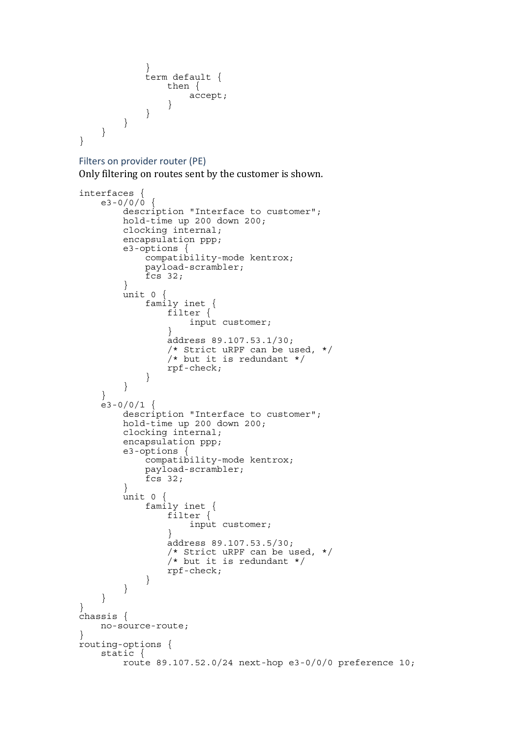```
            }
            term default {
                then {
                    accept;
                }
            }
        }
    }
}
```

### Filters on provider router (PE)

Only filtering on routes sent by the customer is shown.

```
interfaces {
    e3-0/0/0 {
        description "Interface to customer";
        hold-time up 200 down 200;
        clocking internal;
        encapsulation ppp;
        e3-options {
            compatibility-mode kentrox;
            payload-scrambler;
            fcs 32;
        }
        unit 0 {
            family inet {
                filter {
                    input customer;
                }
                address 89.107.53.1/30;
                /* Strict uRPF can be used, */
                /* but it is redundant */
                rpf-check;
            }
        }
    }
    e3-0/0/1 {
        description "Interface to customer";
        hold-time up 200 down 200;
        clocking internal;
        encapsulation ppp;
        e3-options {
            compatibility-mode kentrox;
            payload-scrambler;
            fcs 32;
        }
        unit 0 {
            family inet {
                filter {
                    input customer;
                }
                address 89.107.53.5/30;
                /* Strict uRPF can be used, */
                /* but it is redundant */
                rpf-check;
            }
        }
    }
}
chassis {
    no-source-route;
}
routing-options {
    static {
        route 89.107.52.0/24 next-hop e3-0/0/0 preference 10;
```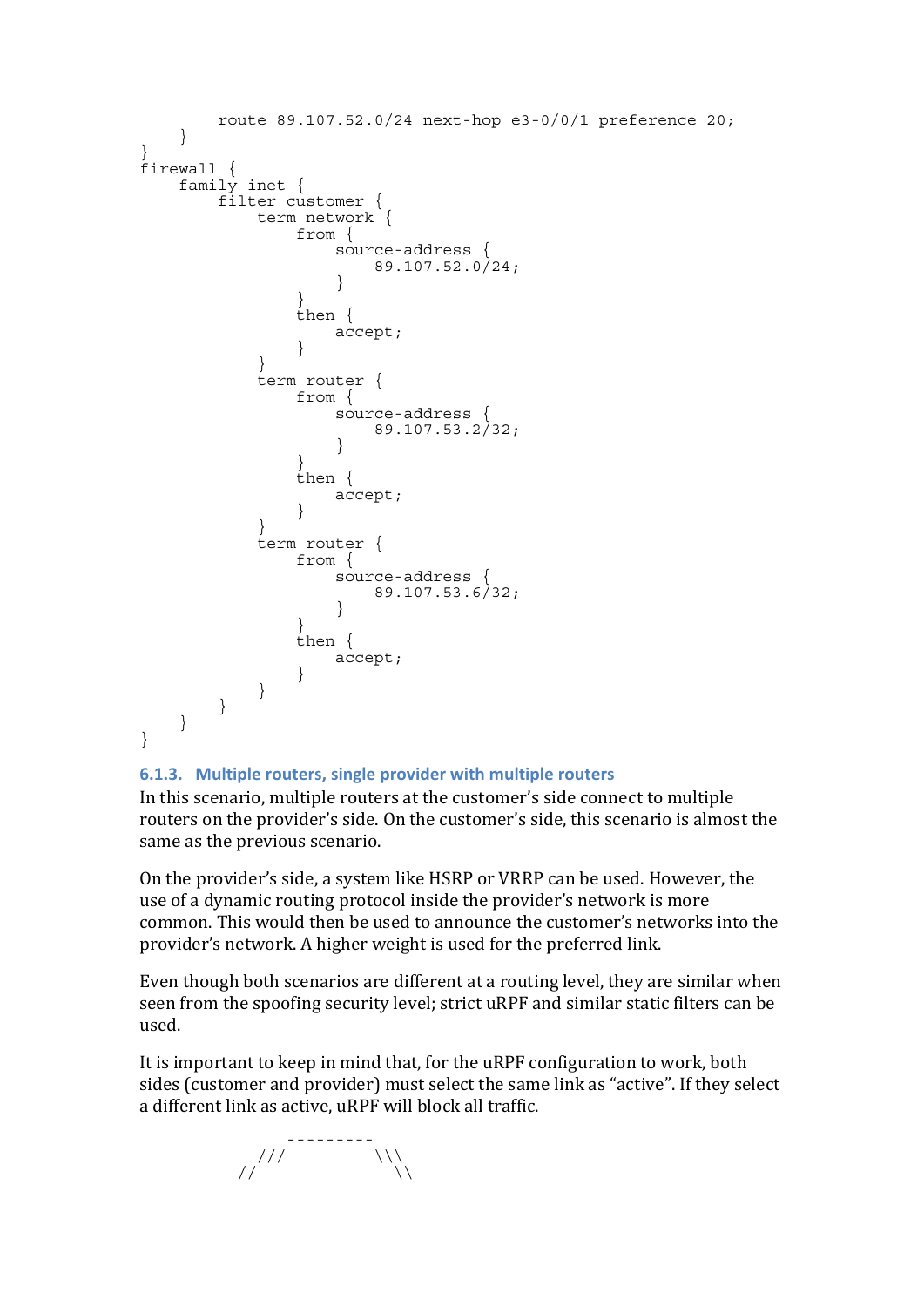```
        route 89.107.52.0/24 next-hop e3-0/0/1 preference 20;
    }
}
firewall {
    family inet {
        filter customer {
            term network {
                from {
                    source-address {
                        89.107.52.0/24;
                    }
                }
                then {
                    accept;
                }
            }
            term router {
                from {
                    source-address {
                        89.107.53.2/32;
                    }
                }
                then {
                    accept;
                }
            }
            term router {
                from {
                    source-address {
                        89.107.53.6/32;
                    }
                }
                then {
                    accept;
                }
            }
        }
    }
}
```

### 6.1.3. Multiple routers, single provider with multiple routers

In this scenario, multiple routers at the customer's side connect to multiple routers on the provider's side. On the customer's side, this scenario is almost the same as the previous scenario.

On the provider's side, a system like HSRP or VRRP can be used. However, the use of a dynamic routing protocol inside the provider's network is more common. This would then be used to announce the customer's networks into the provider's network. A higher weight is used for the preferred link.

Even though both scenarios are different at a routing level, they are similar when seen from the spoofing security level; strict uRPF and similar static filters can be used.

It is important to keep in mind that, for the uRPF configuration to work, both sides (customer and provider) must select the same link as "active". If they select a different link as active, uRPF will block all traffic.

```
              ---------
           ///         \\\
         //               \\
```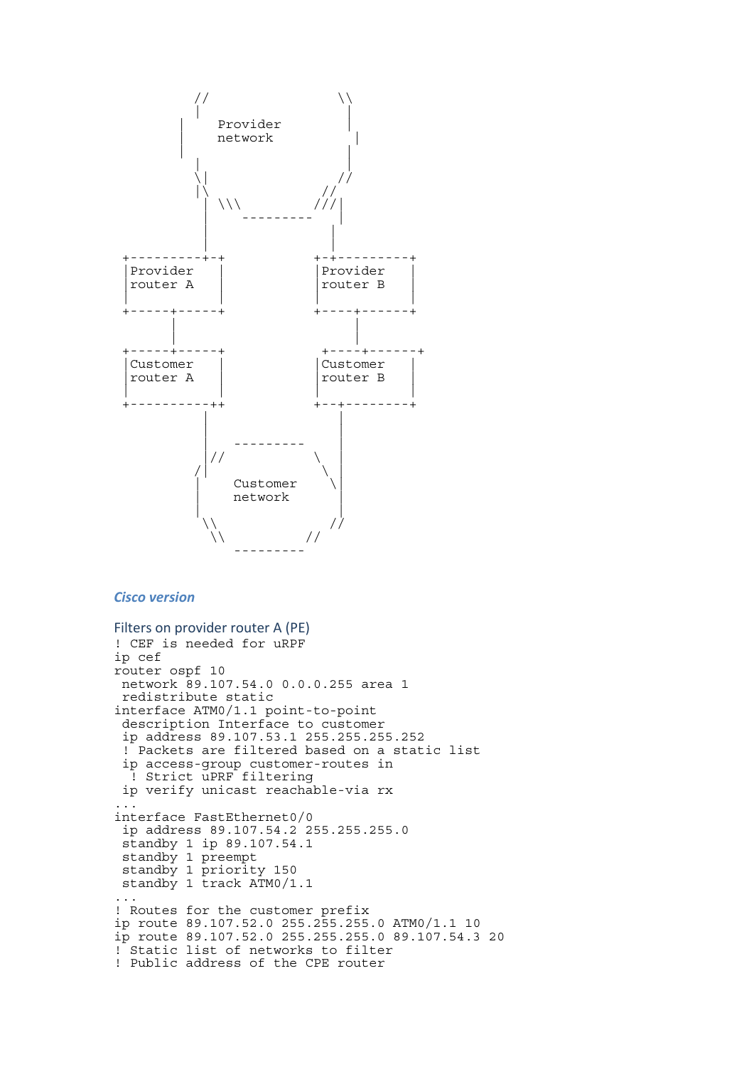```
          //                  \\
          |                    |
        |    Provider          |
        |    network            |
        |                      |
          |                    |
          \|                  //
          |\                //
           | \\\         ///|
           |    ---------   |
           |               |
           |               |
  +----------+-+      +-+----------+
  |Provider    |      |Provider    |
  |router A    |      |router B    |
  |            |      |            |
  +-----+-----+      +----+------+
        |                  |
        |                  |
  +-----+-----+       +----+------+
  |Customer    |      |Customer    |
  |router A    |      |router B    |
  |            |      |            |
  +-----------++      +--+--------+
             |             |
             |             |
             |  ---------  |
             |//         \ |
            /|            \|
            |   Customer   \
            |   network     |
            |               |
             \\            //
              \\         //
                ---------
```

### *Cisco version*

### Filters on provider router A (PE)

```
! CEF is needed for uRPF
ip cef
router ospf 10
 network 89.107.54.0 0.0.0.255 area 1
 redistribute static
interface ATM0/1.1 point-to-point
 description Interface to customer
 ip address 89.107.53.1 255.255.255.252
 ! Packets are filtered based on a static list
 ip access-group customer-routes in
  ! Strict uPRF filtering
 ip verify unicast reachable-via rx
...
interface FastEthernet0/0
 ip address 89.107.54.2 255.255.255.0
 standby 1 ip 89.107.54.1
 standby 1 preempt
 standby 1 priority 150
 standby 1 track ATM0/1.1
...
! Routes for the customer prefix
ip route 89.107.52.0 255.255.255.0 ATM0/1.1 10
ip route 89.107.52.0 255.255.255.0 89.107.54.3 20
! Static list of networks to filter
! Public address of the CPE router
```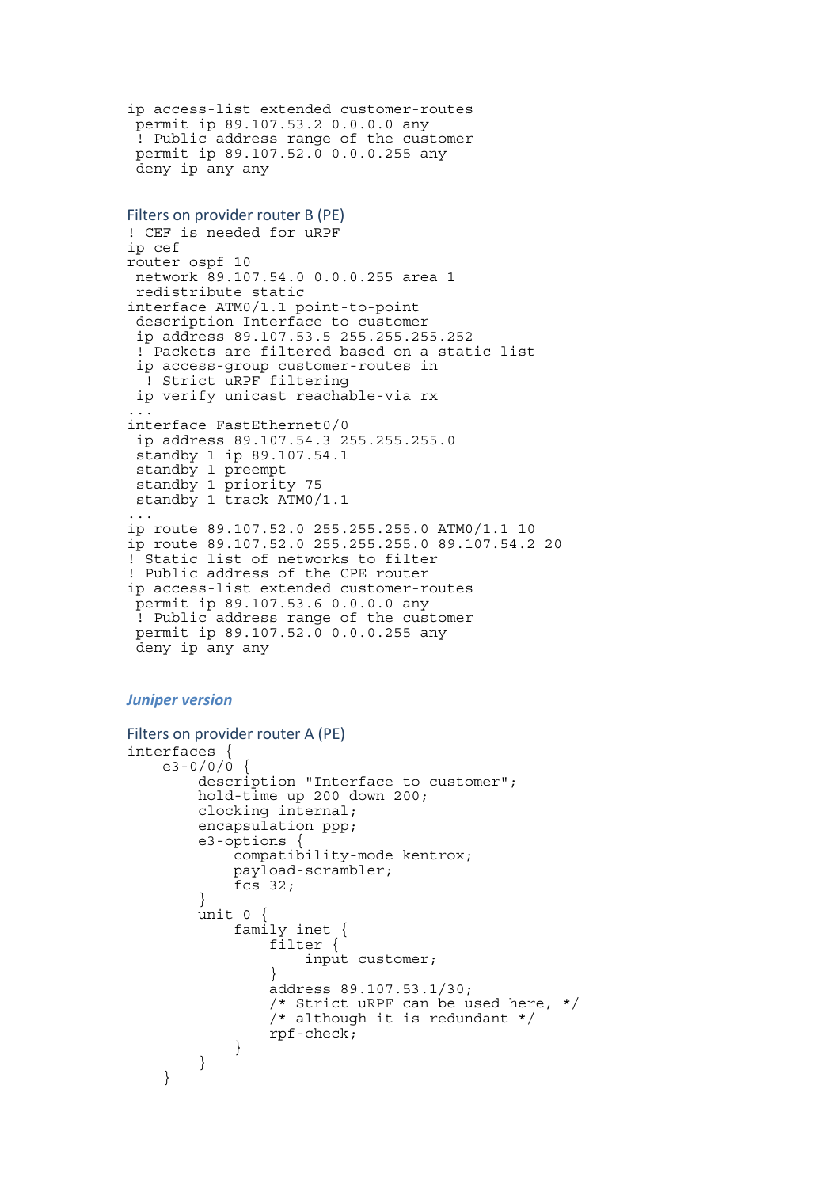```
ip access-list extended customer-routes
 permit ip 89.107.53.2 0.0.0.0 any
 ! Public address range of the customer
 permit ip 89.107.52.0 0.0.0.255 any
 deny ip any any
```

### Filters on provider router B (PE)

```
! CEF is needed for uRPF
ip cef
router ospf 10
 network 89.107.54.0 0.0.0.255 area 1
 redistribute static
interface ATM0/1.1 point-to-point
 description Interface to customer
 ip address 89.107.53.5 255.255.255.252
 ! Packets are filtered based on a static list
 ip access-group customer-routes in
  ! Strict uRPF filtering
 ip verify unicast reachable-via rx
...
interface FastEthernet0/0
 ip address 89.107.54.3 255.255.255.0
 standby 1 ip 89.107.54.1
 standby 1 preempt
 standby 1 priority 75
 standby 1 track ATM0/1.1
...
ip route 89.107.52.0 255.255.255.0 ATM0/1.1 10
ip route 89.107.52.0 255.255.255.0 89.107.54.2 20
! Static list of networks to filter
! Public address of the CPE router
ip access-list extended customer-routes
 permit ip 89.107.53.6 0.0.0.0 any
 ! Public address range of the customer
 permit ip 89.107.52.0 0.0.0.255 any
 deny ip any any
```

## *Juniper version*

### Filters on provider router A (PE)

```
interfaces {
    e3-0/0/0 {
        description "Interface to customer";
        hold-time up 200 down 200;
        clocking internal;
        encapsulation ppp;
        e3-options {
            compatibility-mode kentrox;
            payload-scrambler;
            fcs 32;
        }
        unit 0 {
            family inet {
                filter {
                    input customer;
                }
                address 89.107.53.1/30;
                /* Strict uRPF can be used here, */
                /* although it is redundant */
                rpf-check;
            }
        }
    }
```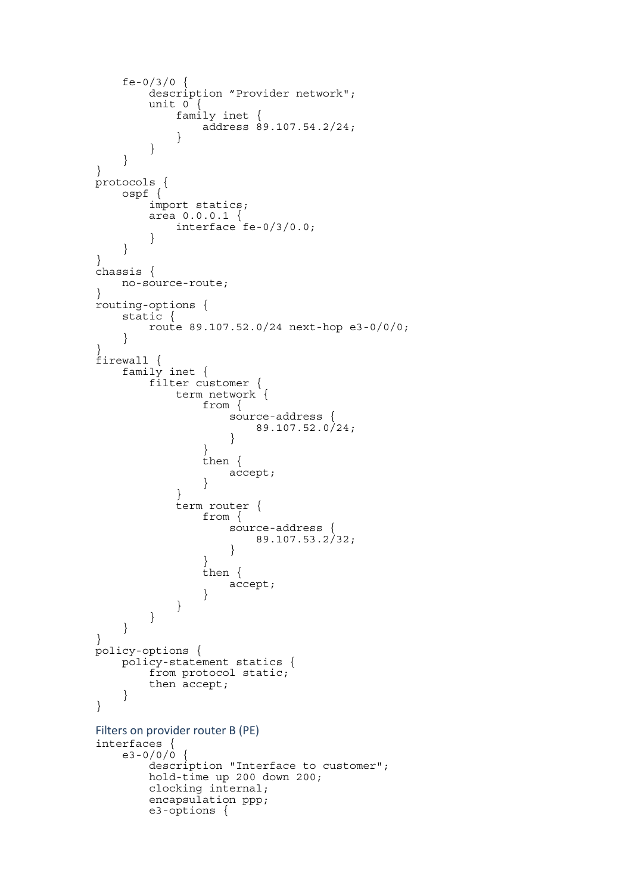```
    fe-0/3/0 {
        description ”Provider network";
        unit 0 {
            family inet {
                address 89.107.54.2/24;
            }
        }
    }
}
protocols {
    ospf {
        import statics;
        area 0.0.0.1 {
            interface fe-0/3/0.0;
        }
    }
}
chassis {
    no-source-route;
}
routing-options {
    static {
        route 89.107.52.0/24 next-hop e3-0/0/0;
    }
}
firewall {
    family inet {
        filter customer {
            term network {
                from {
                    source-address {
                        89.107.52.0/24;
                    }
                }
                then {
                    accept;
                }
            }
            term router {
                from {
                    source-address {
                        89.107.53.2/32;
                    }
                }
                then {
                    accept;
                }
            }
        }
    }
}
policy-options {
    policy-statement statics {
        from protocol static;
        then accept;
    }
}
```

### Filters on provider router B (PE)

```
interfaces {
    e3-0/0/0 {
        description "Interface to customer";
        hold-time up 200 down 200;
        clocking internal;
        encapsulation ppp;
        e3-options {
```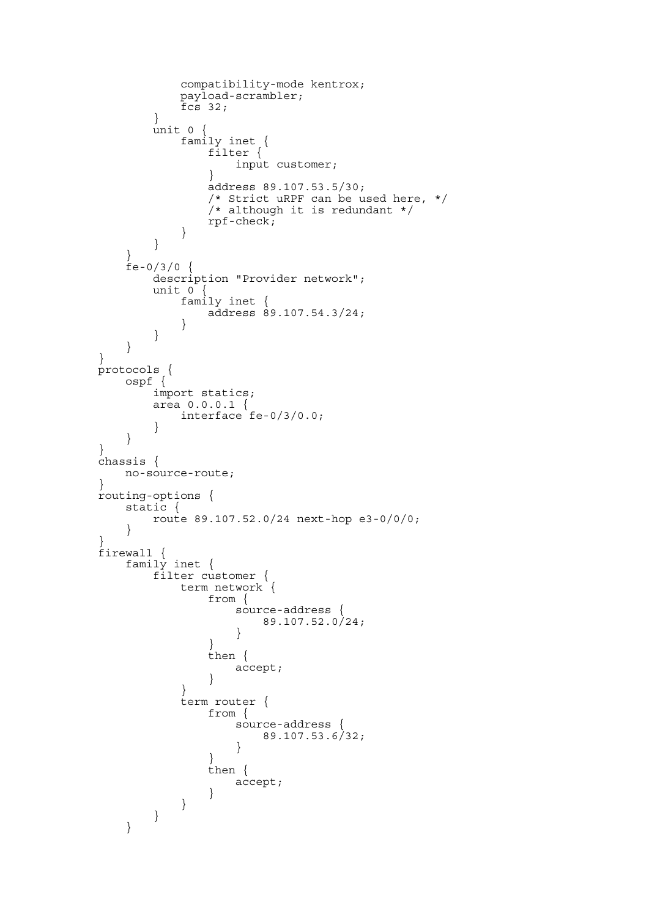```
            compatibility-mode kentrox;
            payload-scrambler;
            fcs 32;
        }
        unit 0 {
            family inet {
                filter {
                    input customer;
                }
                address 89.107.53.5/30;
                /* Strict uRPF can be used here, */
                /* although it is redundant */
                rpf-check;
            }
        }
    }
    fe-0/3/0 {
        description "Provider network";
        unit 0 {
            family inet {
                address 89.107.54.3/24;
            }
        }
    }
}
protocols {
    ospf {
        import statics;
        area 0.0.0.1 {
            interface fe-0/3/0.0;
        }
    }
}
chassis {
    no-source-route;
}
routing-options {
    static {
        route 89.107.52.0/24 next-hop e3-0/0/0;
    }
}
firewall {
    family inet {
        filter customer {
            term network {
                from {
                    source-address {
                        89.107.52.0/24;
                    }
                }
                then {
                    accept;
                }
            }
            term router {
                from {
                    source-address {
                        89.107.53.6/32;
                    }
                }
                then {
                    accept;
                }
            }
        }
    }
```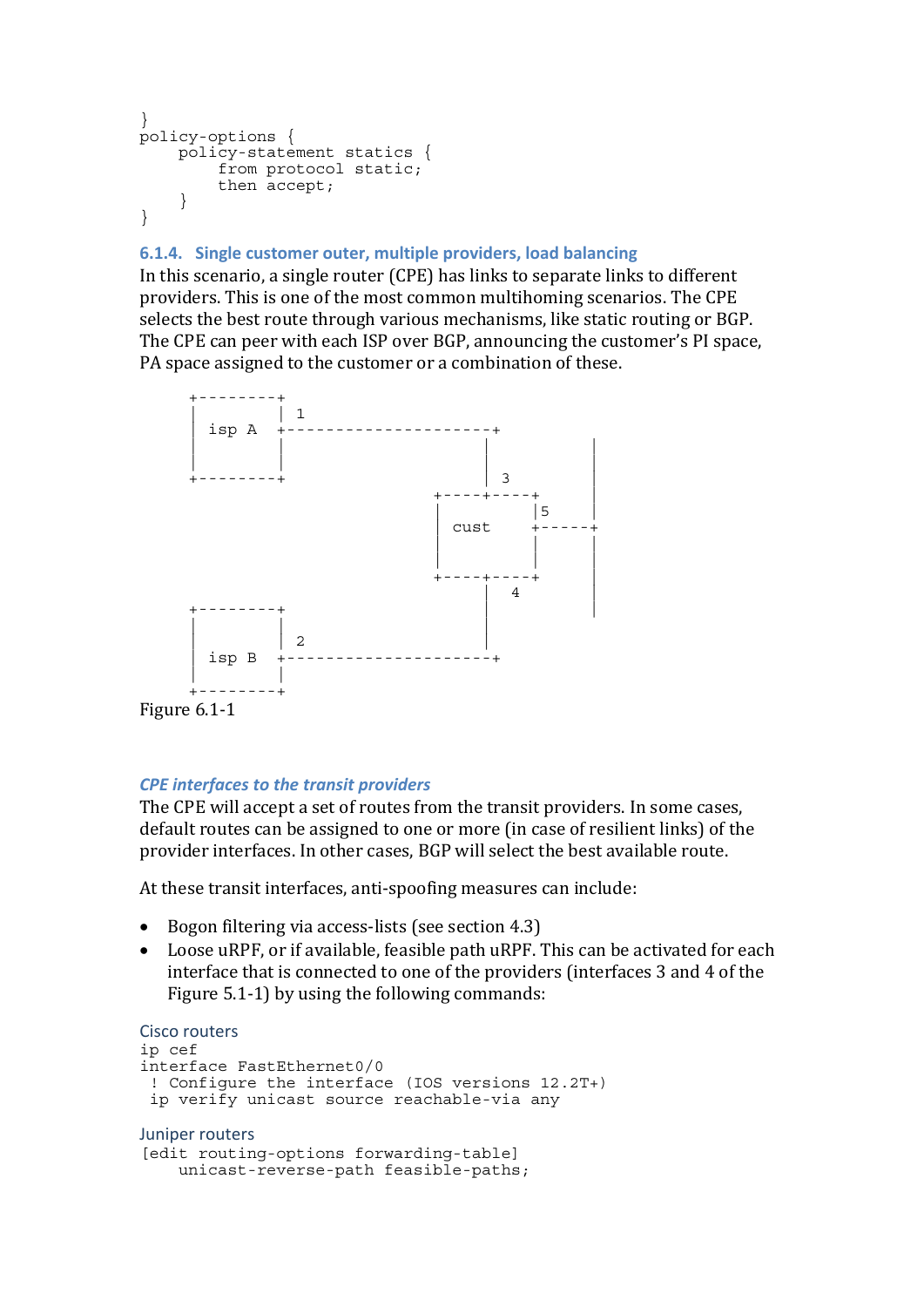```
}
policy-options {
    policy-statement statics {
        from protocol static;
        then accept;
    }
}
```

### 6.1.4. Single customer outer, multiple providers, load balancing

In this scenario, a single router (CPE) has links to separate links to different providers. This is one of the most common multihoming scenarios. The CPE selects the best route through various mechanisms, like static routing or BGP. The CPE can peer with each ISP over BGP, announcing the customer's PI space, PA space assigned to the customer or a combination of these.

```
+---------+
|         | 1
|  isp A  +---------------------+
|         |                     |              |
+---------+                     |              |
                                | 3            |
                           +----+----+         |
                           |         |5        |
                           |  cust   +-----+
                           |         |         |
                           +----+----+         |
                                |   4          |
+---------+                     |              |
|         |                     |
|         | 2                   |
|  isp B  +---------------------+
|         |
+---------+
```

Figure 6.1-1

#### *CPE interfaces to the transit providers*

The CPE will accept a set of routes from the transit providers. In some cases, default routes can be assigned to one or more (in case of resilient links) of the provider interfaces. In other cases, BGP will select the best available route.

At these transit interfaces, anti-spoofing measures can include:

- Bogon filtering via access-lists (see section 4.3)
- Loose uRPF, or if available, feasible path uRPF. This can be activated for each interface that is connected to one of the providers (interfaces 3 and 4 of the Figure 5.1-1) by using the following commands:

Cisco routers

```
ip cef
interface FastEthernet0/0
 ! Configure the interface (IOS versions 12.2T+)
 ip verify unicast source reachable-via any
```

Juniper routers

```
[edit routing-options forwarding-table]
    unicast-reverse-path feasible-paths;
```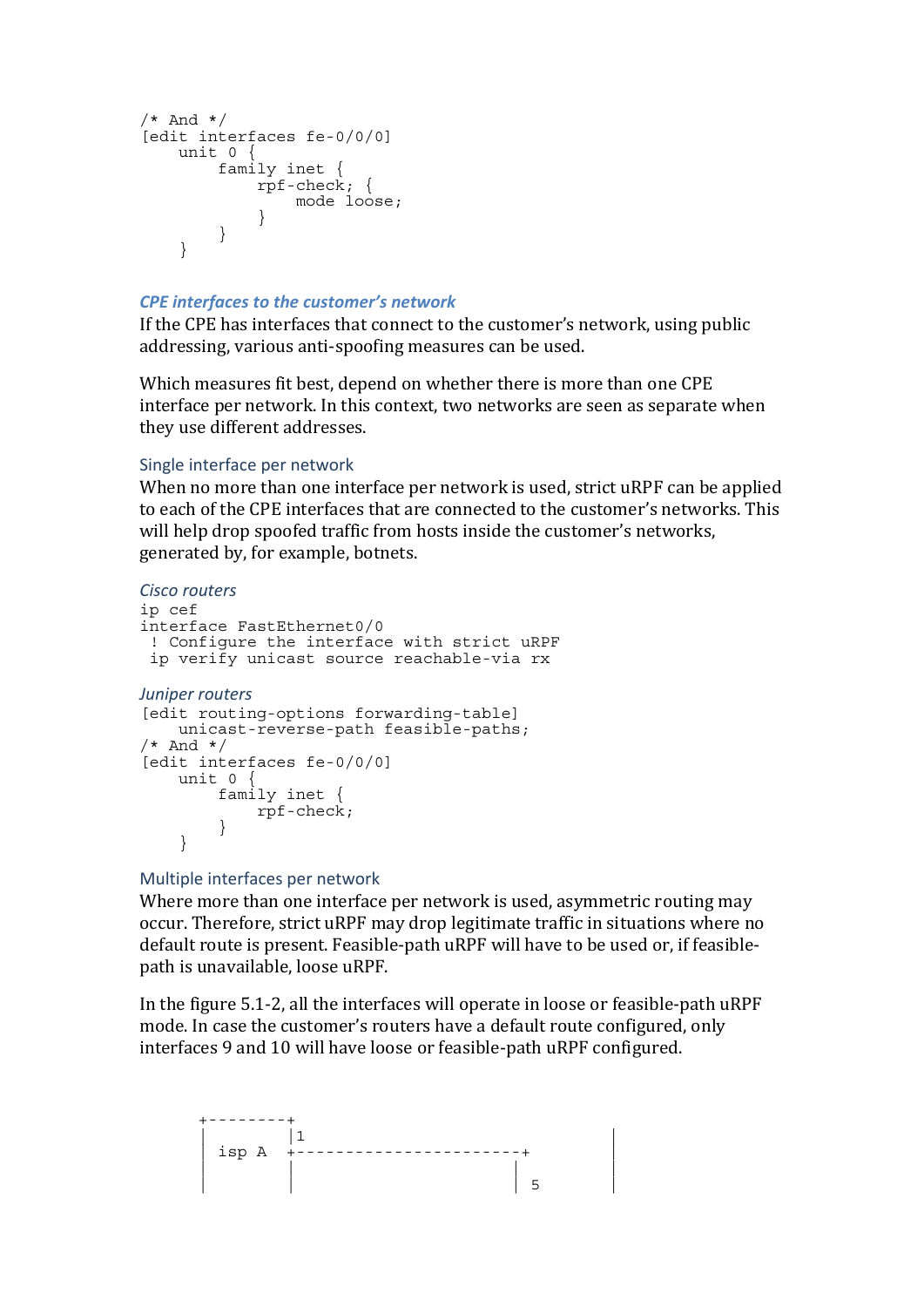```
/* And */
[edit interfaces fe-0/0/0]
    unit 0 {
        family inet {
            rpf-check; {
                mode loose;
            }
        }
    }
```

### *CPE interfaces to the customer's network*

If the CPE has interfaces that connect to the customer's network, using public addressing, various anti-spoofing measures can be used.

Which measures fit best, depend on whether there is more than one CPE interface per network. In this context, two networks are seen as separate when they use different addresses.

#### Single interface per network

When no more than one interface per network is used, strict uRPF can be applied to each of the CPE interfaces that are connected to the customer's networks. This will help drop spoofed traffic from hosts inside the customer's networks, generated by, for example, botnets.

*Cisco routers*

```
ip cef
interface FastEthernet0/0
 ! Configure the interface with strict uRPF
 ip verify unicast source reachable-via rx
```

*Juniper routers*

```
[edit routing-options forwarding-table]
    unicast-reverse-path feasible-paths;
/* And */
[edit interfaces fe-0/0/0]
    unit 0 {
        family inet {
            rpf-check;
        }
    }
```

#### Multiple interfaces per network

Where more than one interface per network is used, asymmetric routing may occur. Therefore, strict uRPF may drop legitimate traffic in situations where no default route is present. Feasible-path uRPF will have to be used or, if feasible-path is unavailable, loose uRPF.

In the figure 5.1-2, all the interfaces will operate in loose or feasible-path uRPF mode. In case the customer's routers have a default route configured, only interfaces 9 and 10 will have loose or feasible-path uRPF configured.

```
+---------+
|         |1                                 |
|  isp A  +-----------------------+          |
|         |                       |          |
|         |                       | 5        |
```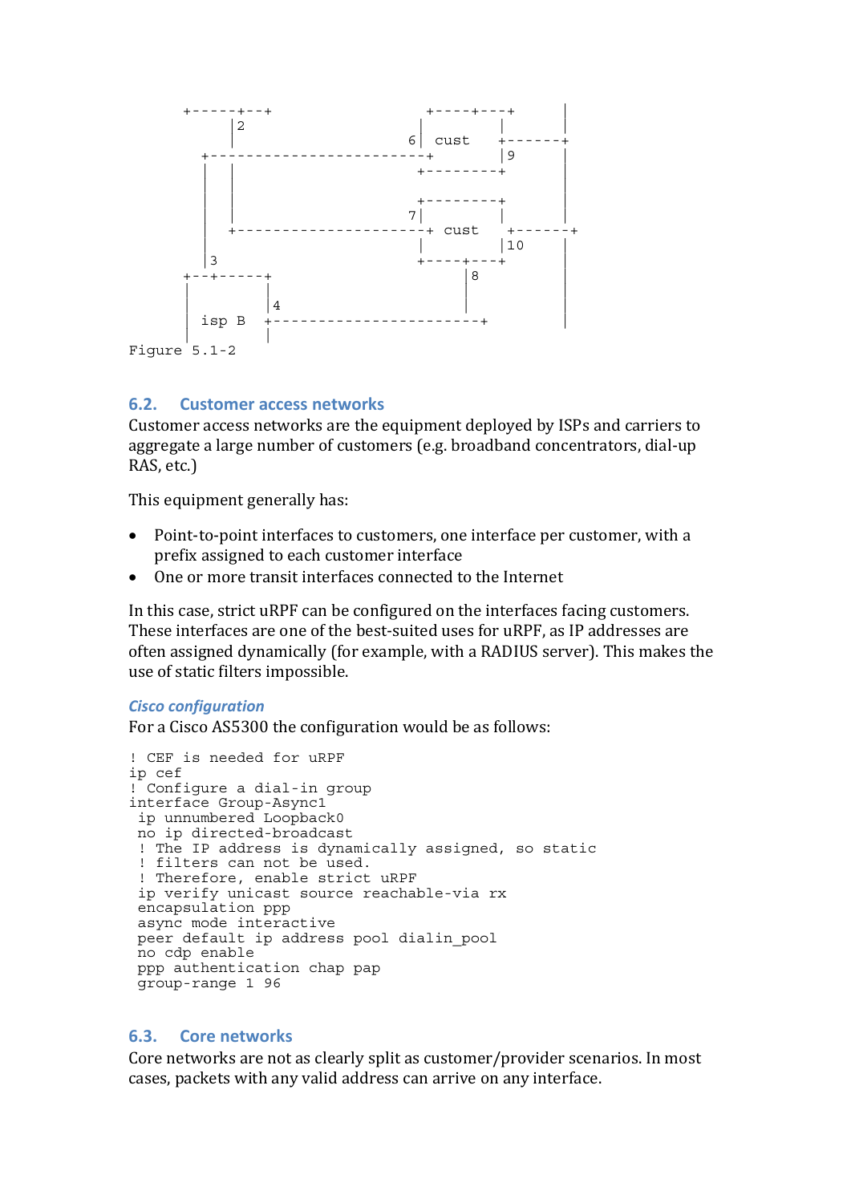```
       +-----+--+                     +----+---+      |
             |2                       |        |      |
             |                      6|  cust   +------+
          +----------------------+         |9     |
          |  |                        +--------+      |
          |  |                                        |
          |  |                        +--------+      |
          |  |                       7|        |      |
          |  +---------------------+ cust   +------+
          |                           |        |10    |
          |3                          +----+---+      |
       +--+-----+                          |8         |
       |        |                          |          |
       |        |4                         |          |
       | isp B  +-----------------------+             |
       |        |
Figure 5.1-2
```

## 6.2. Customer access networks

Customer access networks are the equipment deployed by ISPs and carriers to aggregate a large number of customers (e.g. broadband concentrators, dial-up RAS, etc.)

This equipment generally has:

- Point-to-point interfaces to customers, one interface per customer, with a prefix assigned to each customer interface
- One or more transit interfaces connected to the Internet

In this case, strict uRPF can be configured on the interfaces facing customers. These interfaces are one of the best-suited uses for uRPF, as IP addresses are often assigned dynamically (for example, with a RADIUS server). This makes the use of static filters impossible.

### *Cisco configuration*

For a Cisco AS5300 the configuration would be as follows:

```
! CEF is needed for uRPF
ip cef
! Configure a dial-in group
interface Group-Async1
 ip unnumbered Loopback0
 no ip directed-broadcast
 ! The IP address is dynamically assigned, so static
 ! filters can not be used.
 ! Therefore, enable strict uRPF
 ip verify unicast source reachable-via rx
 encapsulation ppp
 async mode interactive
 peer default ip address pool dialin_pool
 no cdp enable
 ppp authentication chap pap
 group-range 1 96
```

## 6.3. Core networks

Core networks are not as clearly split as customer/provider scenarios. In most cases, packets with any valid address can arrive on any interface.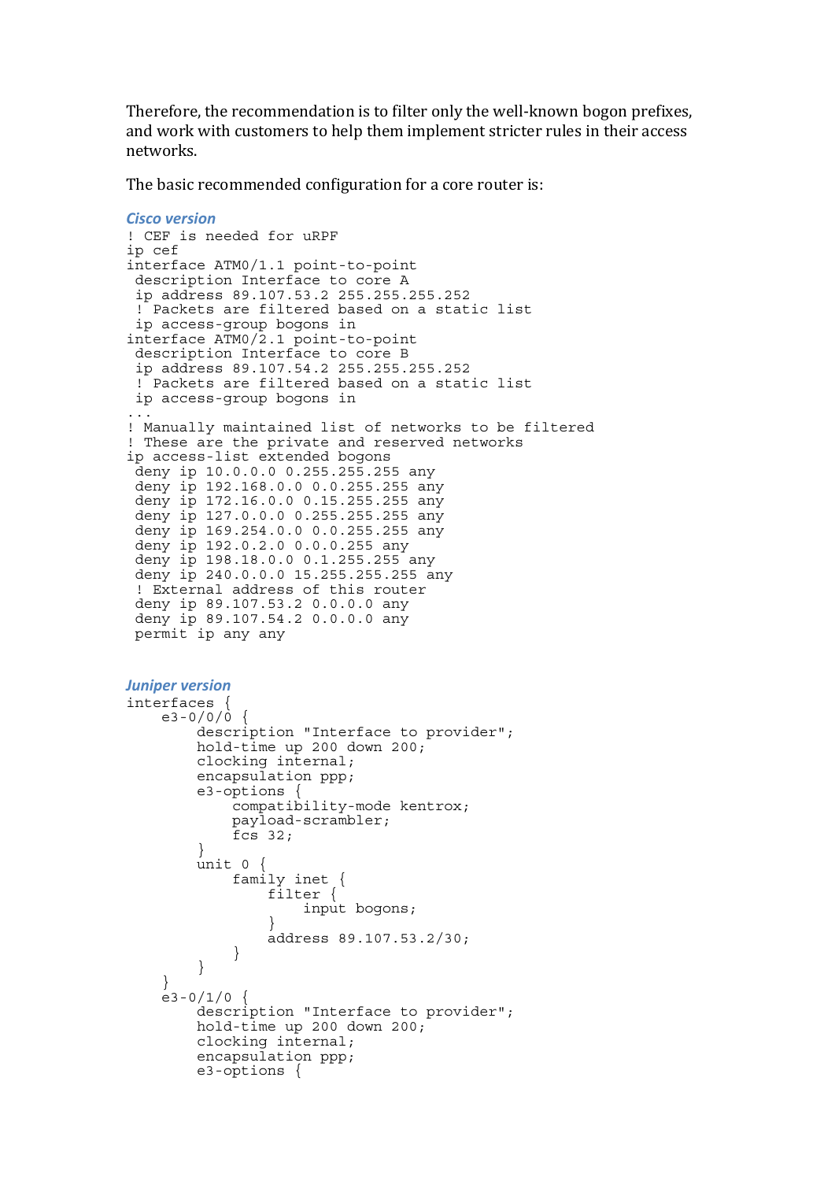Therefore, the recommendation is to filter only the well-known bogon prefixes, and work with customers to help them implement stricter rules in their access networks.

The basic recommended configuration for a core router is:

### *Cisco version*

```
! CEF is needed for uRPF
ip cef
interface ATM0/1.1 point-to-point
 description Interface to core A
 ip address 89.107.53.2 255.255.255.252
 ! Packets are filtered based on a static list
 ip access-group bogons in
interface ATM0/2.1 point-to-point
 description Interface to core B
 ip address 89.107.54.2 255.255.255.252
 ! Packets are filtered based on a static list
 ip access-group bogons in
...
! Manually maintained list of networks to be filtered
! These are the private and reserved networks
ip access-list extended bogons
 deny ip 10.0.0.0 0.255.255.255 any
 deny ip 192.168.0.0 0.0.255.255 any
 deny ip 172.16.0.0 0.15.255.255 any
 deny ip 127.0.0.0 0.255.255.255 any
 deny ip 169.254.0.0 0.0.255.255 any
 deny ip 192.0.2.0 0.0.0.255 any
 deny ip 198.18.0.0 0.1.255.255 any
 deny ip 240.0.0.0 15.255.255.255 any
 ! External address of this router
 deny ip 89.107.53.2 0.0.0.0 any
 deny ip 89.107.54.2 0.0.0.0 any
 permit ip any any
```

### *Juniper version*

```
interfaces {
    e3-0/0/0 {
        description "Interface to provider";
        hold-time up 200 down 200;
        clocking internal;
        encapsulation ppp;
        e3-options {
            compatibility-mode kentrox;
            payload-scrambler;
            fcs 32;
        }
        unit 0 {
            family inet {
                filter {
                    input bogons;
                }
                address 89.107.53.2/30;
            }
        }
    }
    e3-0/1/0 {
        description "Interface to provider";
        hold-time up 200 down 200;
        clocking internal;
        encapsulation ppp;
        e3-options {
```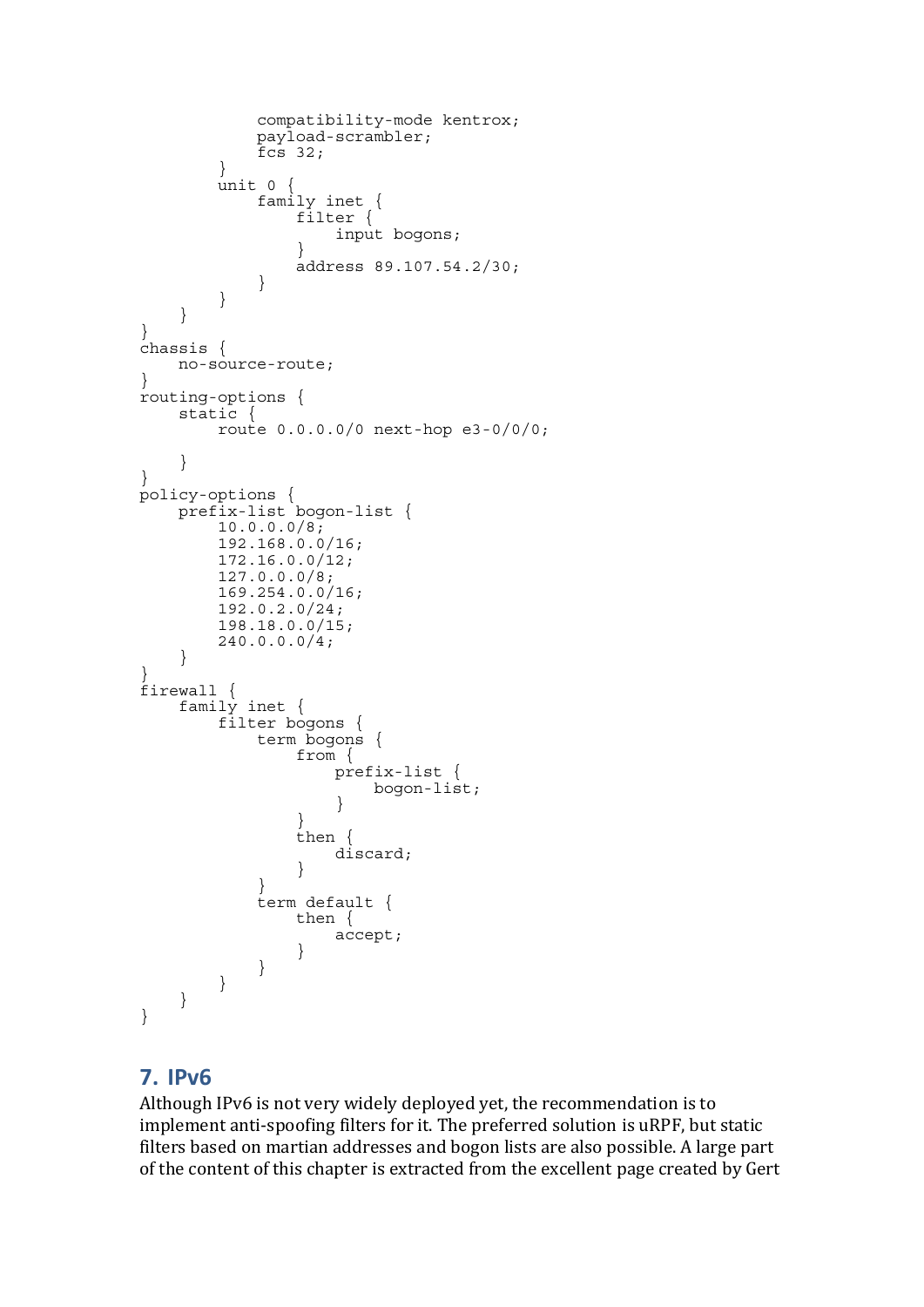```
            compatibility-mode kentrox;
            payload-scrambler;
            fcs 32;
        }
        unit 0 {
            family inet {
                filter {
                    input bogons;
                }
                address 89.107.54.2/30;
            }
        }
    }
}
chassis {
    no-source-route;
}
routing-options {
    static {
        route 0.0.0.0/0 next-hop e3-0/0/0;

    }
}
policy-options {
    prefix-list bogon-list {
        10.0.0.0/8;
        192.168.0.0/16;
        172.16.0.0/12;
        127.0.0.0/8;
        169.254.0.0/16;
        192.0.2.0/24;
        198.18.0.0/15;
        240.0.0.0/4;
    }
}
firewall {
    family inet {
        filter bogons {
            term bogons {
                from {
                    prefix-list {
                        bogon-list;
                    }
                }
                then {
                    discard;
                }
            }
            term default {
                then {
                    accept;
                }
            }
        }
    }
}
```

## 7. IPv6

Although IPv6 is not very widely deployed yet, the recommendation is to implement anti-spoofing filters for it. The preferred solution is uRPF, but static filters based on martian addresses and bogon lists are also possible. A large part of the content of this chapter is extracted from the excellent page created by Gert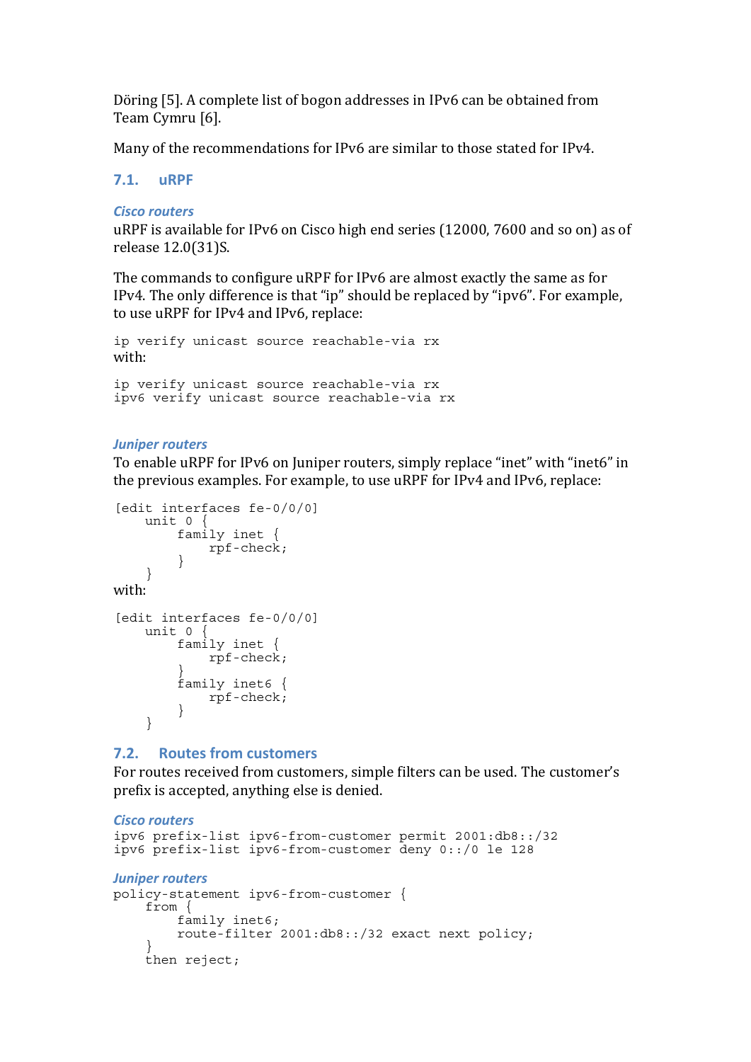Döring [5]. A complete list of bogon addresses in IPv6 can be obtained from Team Cymru [6].

Many of the recommendations for IPv6 are similar to those stated for IPv4.

## 7.1. uRPF

### *Cisco routers*

uRPF is available for IPv6 on Cisco high end series (12000, 7600 and so on) as of release 12.0(31)S.

The commands to configure uRPF for IPv6 are almost exactly the same as for IPv4. The only difference is that "ip" should be replaced by "ipv6". For example, to use uRPF for IPv4 and IPv6, replace:

```
ip verify unicast source reachable-via rx
```

with:

```
ip verify unicast source reachable-via rx
ipv6 verify unicast source reachable-via rx
```

### *Juniper routers*

To enable uRPF for IPv6 on Juniper routers, simply replace "inet" with "inet6" in the previous examples. For example, to use uRPF for IPv4 and IPv6, replace:

```
[edit interfaces fe-0/0/0]
    unit 0 {
        family inet {
            rpf-check;
        }
    }
```

with:

```
[edit interfaces fe-0/0/0]
    unit 0 {
        family inet {
            rpf-check;
        }
        family inet6 {
            rpf-check;
        }
    }
```

## 7.2. Routes from customers

For routes received from customers, simple filters can be used. The customer's prefix is accepted, anything else is denied.

### *Cisco routers*

```
ipv6 prefix-list ipv6-from-customer permit 2001:db8::/32
ipv6 prefix-list ipv6-from-customer deny 0::/0 le 128
```

### *Juniper routers*

```
policy-statement ipv6-from-customer {
    from {
        family inet6;
        route-filter 2001:db8::/32 exact next policy;
    }
    then reject;
```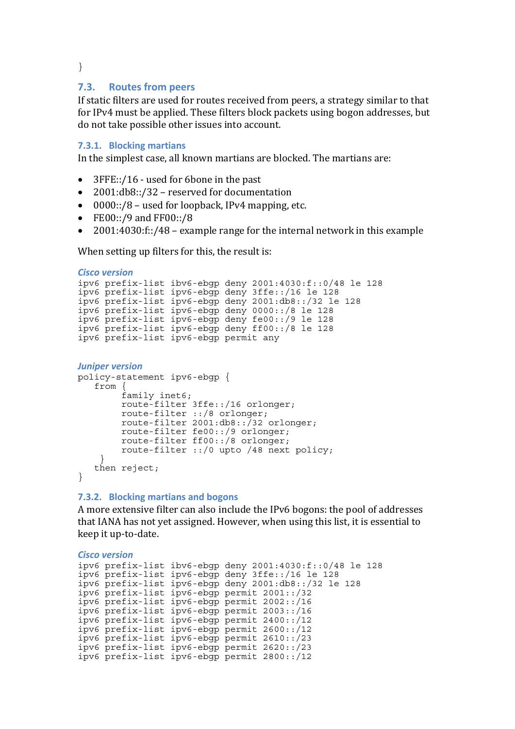}

## 7.3. Routes from peers

If static filters are used for routes received from peers, a strategy similar to that for IPv4 must be applied. These filters block packets using bogon addresses, but do not take possible other issues into account.

### 7.3.1. Blocking martians

In the simplest case, all known martians are blocked. The martians are:

- 3FFE::/16 - used for 6bone in the past
- 2001:db8::/32 – reserved for documentation
- 0000::/8 – used for loopback, IPv4 mapping, etc.
- FE00::/9 and FF00::/8
- 2001:4030:f::/48 – example range for the internal network in this example

When setting up filters for this, the result is:

***Cisco version***

```
ipv6 prefix-list ibv6-ebgp deny 2001:4030:f::0/48 le 128
ipv6 prefix-list ipv6-ebgp deny 3ffe::/16 le 128
ipv6 prefix-list ipv6-ebgp deny 2001:db8::/32 le 128
ipv6 prefix-list ipv6-ebgp deny 0000::/8 le 128
ipv6 prefix-list ipv6-ebgp deny fe00::/9 le 128
ipv6 prefix-list ipv6-ebgp deny ff00::/8 le 128
ipv6 prefix-list ipv6-ebgp permit any
```

***Juniper version***

```
policy-statement ipv6-ebgp {
   from {
        family inet6;
        route-filter 3ffe::/16 orlonger;
        route-filter ::/8 orlonger;
        route-filter 2001:db8::/32 orlonger;
        route-filter fe00::/9 orlonger;
        route-filter ff00::/8 orlonger;
        route-filter ::/0 upto /48 next policy;
    }
   then reject;
}
```

### 7.3.2. Blocking martians and bogons

A more extensive filter can also include the IPv6 bogons: the pool of addresses that IANA has not yet assigned. However, when using this list, it is essential to keep it up-to-date.

***Cisco version***

```
ipv6 prefix-list ibv6-ebgp deny 2001:4030:f::0/48 le 128
ipv6 prefix-list ipv6-ebgp deny 3ffe::/16 le 128
ipv6 prefix-list ipv6-ebgp deny 2001:db8::/32 le 128
ipv6 prefix-list ipv6-ebgp permit 2001::/32
ipv6 prefix-list ipv6-ebgp permit 2002::/16
ipv6 prefix-list ipv6-ebgp permit 2003::/16
ipv6 prefix-list ipv6-ebgp permit 2400::/12
ipv6 prefix-list ipv6-ebgp permit 2600::/12
ipv6 prefix-list ipv6-ebgp permit 2610::/23
ipv6 prefix-list ipv6-ebgp permit 2620::/23
ipv6 prefix-list ipv6-ebgp permit 2800::/12
```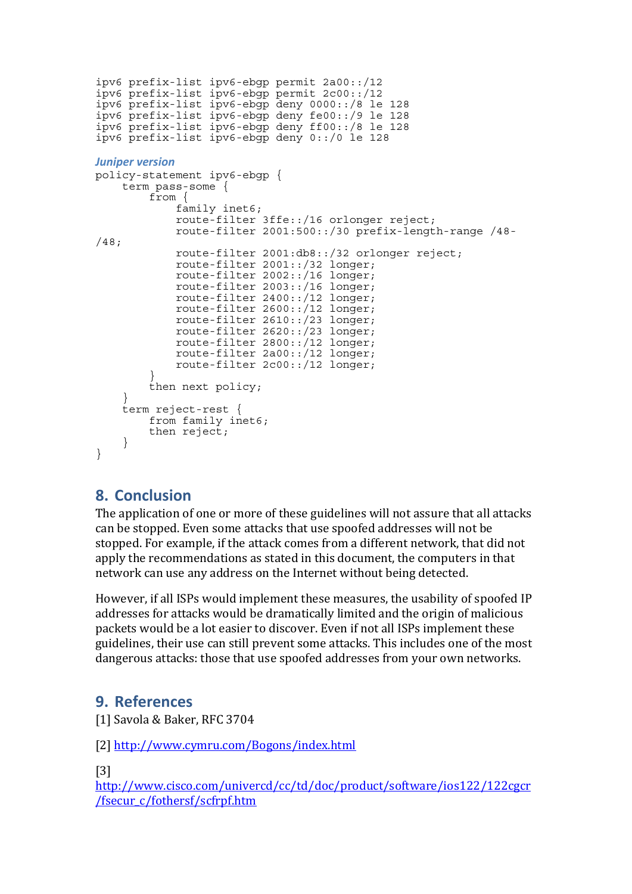```
ipv6 prefix-list ipv6-ebgp permit 2a00::/12
ipv6 prefix-list ipv6-ebgp permit 2c00::/12
ipv6 prefix-list ipv6-ebgp deny 0000::/8 le 128
ipv6 prefix-list ipv6-ebgp deny fe00::/9 le 128
ipv6 prefix-list ipv6-ebgp deny ff00::/8 le 128
ipv6 prefix-list ipv6-ebgp deny 0::/0 le 128
```

*Juniper version*

```
policy-statement ipv6-ebgp {
    term pass-some {
        from {
            family inet6;
            route-filter 3ffe::/16 orlonger reject;
            route-filter 2001:500::/30 prefix-length-range /48-
/48;
            route-filter 2001:db8::/32 orlonger reject;
            route-filter 2001::/32 longer;
            route-filter 2002::/16 longer;
            route-filter 2003::/16 longer;
            route-filter 2400::/12 longer;
            route-filter 2600::/12 longer;
            route-filter 2610::/23 longer;
            route-filter 2620::/23 longer;
            route-filter 2800::/12 longer;
            route-filter 2a00::/12 longer;
            route-filter 2c00::/12 longer;
        }
        then next policy;
    }
    term reject-rest {
        from family inet6;
        then reject;
    }
}
```

## 8. Conclusion

The application of one or more of these guidelines will not assure that all attacks can be stopped. Even some attacks that use spoofed addresses will not be stopped. For example, if the attack comes from a different network, that did not apply the recommendations as stated in this document, the computers in that network can use any address on the Internet without being detected.

However, if all ISPs would implement these measures, the usability of spoofed IP addresses for attacks would be dramatically limited and the origin of malicious packets would be a lot easier to discover. Even if not all ISPs implement these guidelines, their use can still prevent some attacks. This includes one of the most dangerous attacks: those that use spoofed addresses from your own networks.

## 9. References

[1] Savola & Baker, RFC 3704

[2] http://www.cymru.com/Bogons/index.html

[3] http://www.cisco.com/univercd/cc/td/doc/product/software/ios122/122cgcr/fsecur_c/fothersf/scfrpf.htm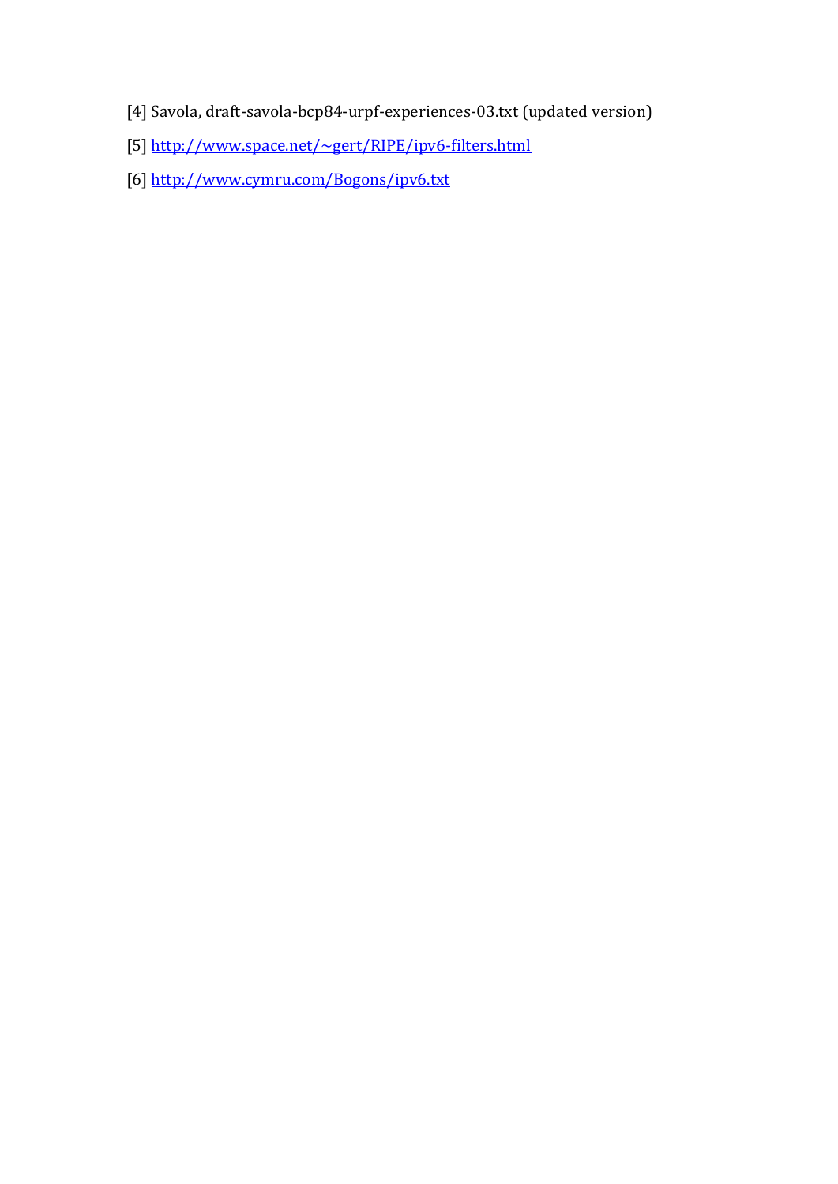[4] Savola, draft-savola-bcp84-urpf-experiences-03.txt (updated version)

[5] http://www.space.net/~gert/RIPE/ipv6-filters.html

[6] http://www.cymru.com/Bogons/ipv6.txt